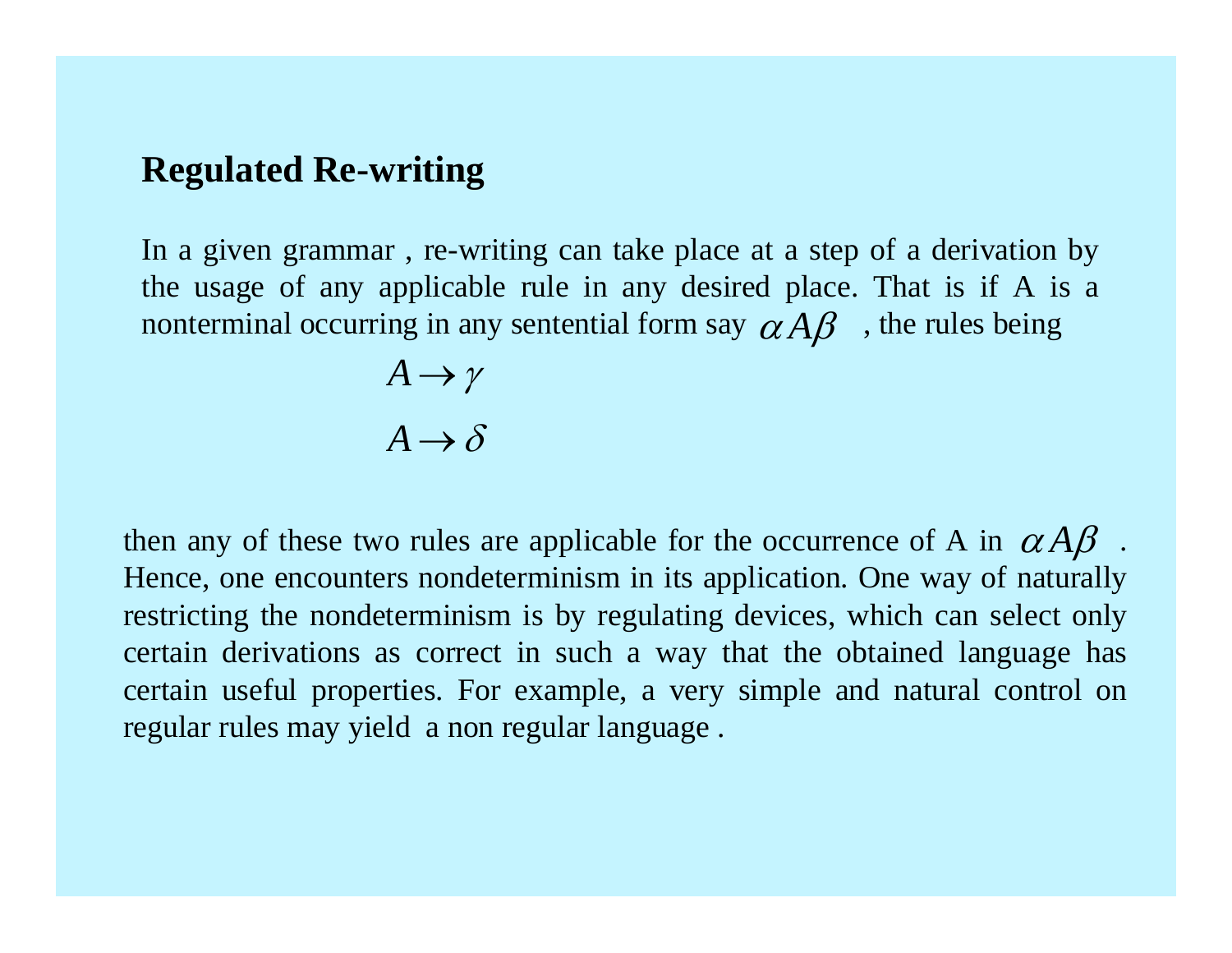## Regulated Re-writing

In a given grammar , re-writing can take place at a step of a derivation by the usage of any applicable rule in any desired place. That is if A is a nonterminal occurring in any sentential form say $\alpha A \beta$ , the rules being

$$A \to \gamma$$

$$A \to \delta$$

then any of these two rules are applicable for the occurrence of A in $\alpha A \beta$ . Hence, one encounters nondeterminism in its application. One way of naturally restricting the nondeterminism is by regulating devices, which can select only certain derivations as correct in such a way that the obtained language has certain useful properties. For example, a very simple and natural control on regular rules may yield a non regular language .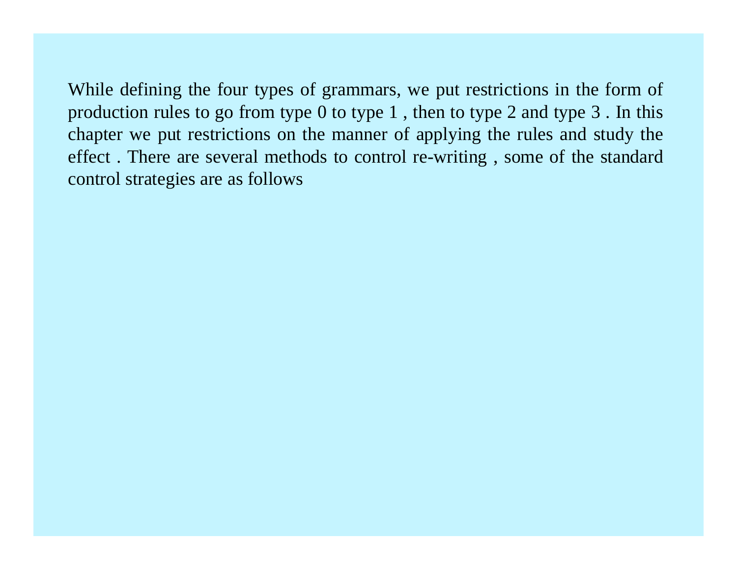While defining the four types of grammars, we put restrictions in the form of production rules to go from type 0 to type 1 , then to type 2 and type 3 . In this chapter we put restrictions on the manner of applying the rules and study the effect . There are several methods to control re-writing , some of the standard control strategies are as follows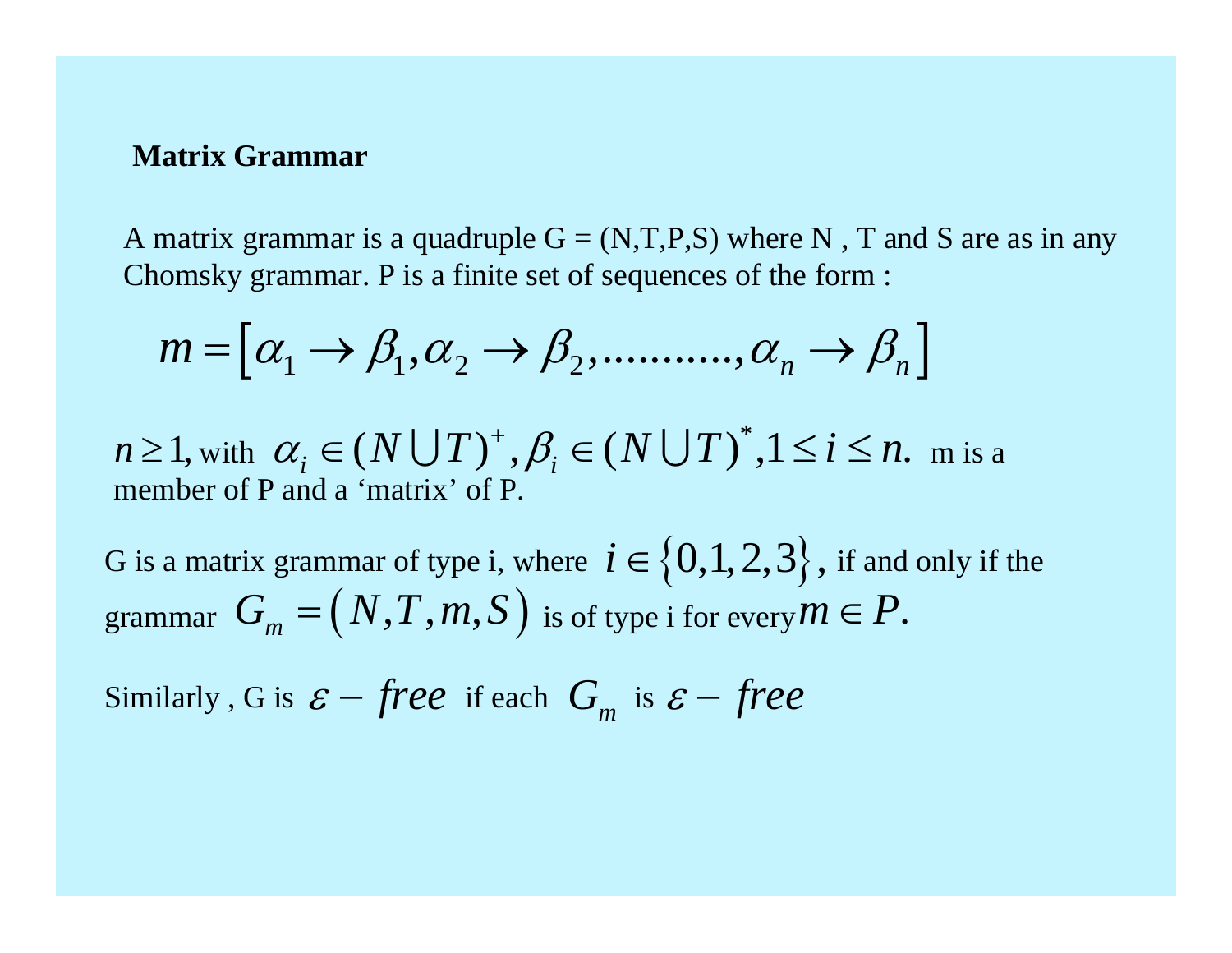## Matrix Grammar

A matrix grammar is a quadruple G = (N,T,P,S) where N , T and S are as in any Chomsky grammar. P is a finite set of sequences of the form :

$$m = \left[\alpha_1 \to \beta_1, \alpha_2 \to \beta_2, \ldots\ldots\ldots\ldots, \alpha_n \to \beta_n\right]$$

$n \geq 1$, with $\alpha_i \in (N \bigcup T)^+, \beta_i \in (N \bigcup T)^*, 1 \leq i \leq n.$ m is a member of P and a 'matrix' of P.

G is a matrix grammar of type i, where $i \in \{0,1,2,3\}$, if and only if the grammar $G_m = (N, T, m, S)$ is of type i for every $m \in P.$

Similarly , G is $\varepsilon - free$ if each $G_m$ is $\varepsilon - free$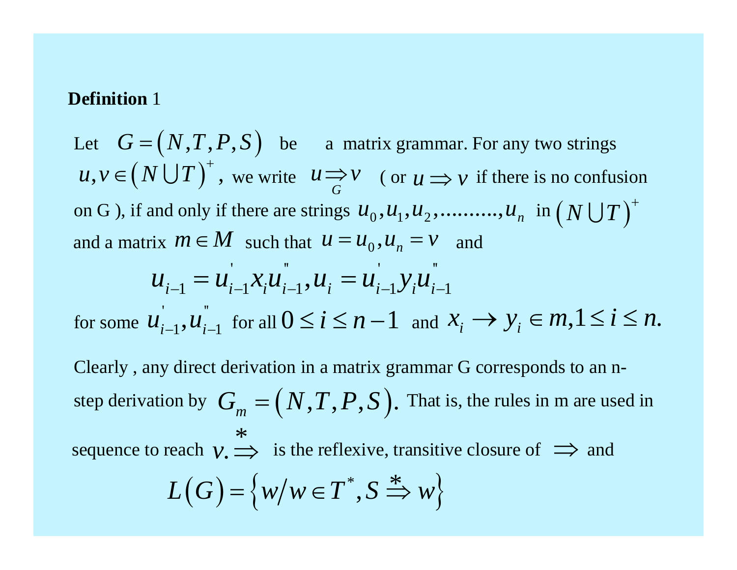**Definition** 1

Let $G=(N,T,P,S)$ be a matrix grammar. For any two strings $u,v \in (N \bigcup T)^{+}$, we write $u \underset{G}{\Rightarrow} v$ ( or $u \Rightarrow v$ if there is no confusion on G ), if and only if there are strings $u_0, u_1, u_2, \ldots\ldots\ldots, u_n$ in $(N \bigcup T)^{+}$ and a matrix $m \in M$ such that $u = u_0, u_n = v$ and

$$u_{i-1} = u'_{i-1} x_i u''_{i-1}, u_i = u'_{i-1} y_i u''_{i-1}$$

for some $u'_{i-1}, u''_{i-1}$ for all $0 \leq i \leq n-1$ and $x_i \rightarrow y_i \in m, 1 \leq i \leq n.$

Clearly , any direct derivation in a matrix grammar G corresponds to an n-step derivation by $G_m = (N,T,P,S).$ That is, the rules in m are used in sequence to reach $v.$ $\overset{*}{\Rightarrow}$ is the reflexive, transitive closure of $\Rightarrow$ and

$$L(G) = \left\{ w / w \in T^{*}, S \overset{*}{\Rightarrow} w \right\}$$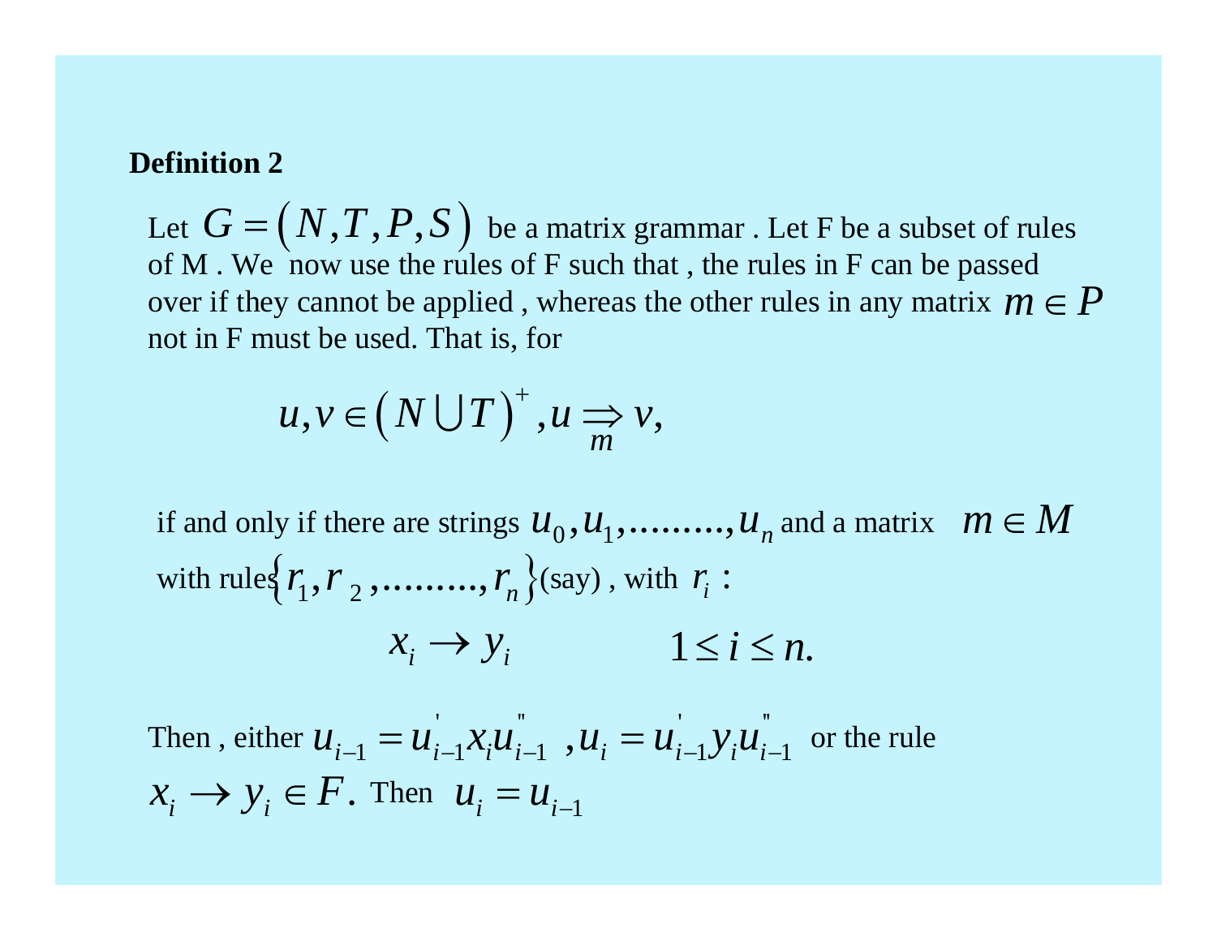**Definition 2**

Let $G = (N, T, P, S)$ be a matrix grammar . Let F be a subset of rules of M . We now use the rules of F such that , the rules in F can be passed over if they cannot be applied , whereas the other rules in any matrix $m \in P$ not in F must be used. That is, for

$$u, v \in (N \cup T)^{+}, u \underset{m}{\Rightarrow} v,$$

if and only if there are strings $u_0, u_1, ........., u_n$ and a matrix $m \in M$ with rules $\{r_1, r_2, ........., r_n\}$ (say) , with $r_i$ :

$$x_i \rightarrow y_i \qquad 1 \leq i \leq n.$$

Then , either $u_{i-1} = u'_{i-1} x_i u''_{i-1}$ , $u_i = u'_{i-1} y_i u''_{i-1}$ or the rule $x_i \rightarrow y_i \in F$. Then $u_i = u_{i-1}$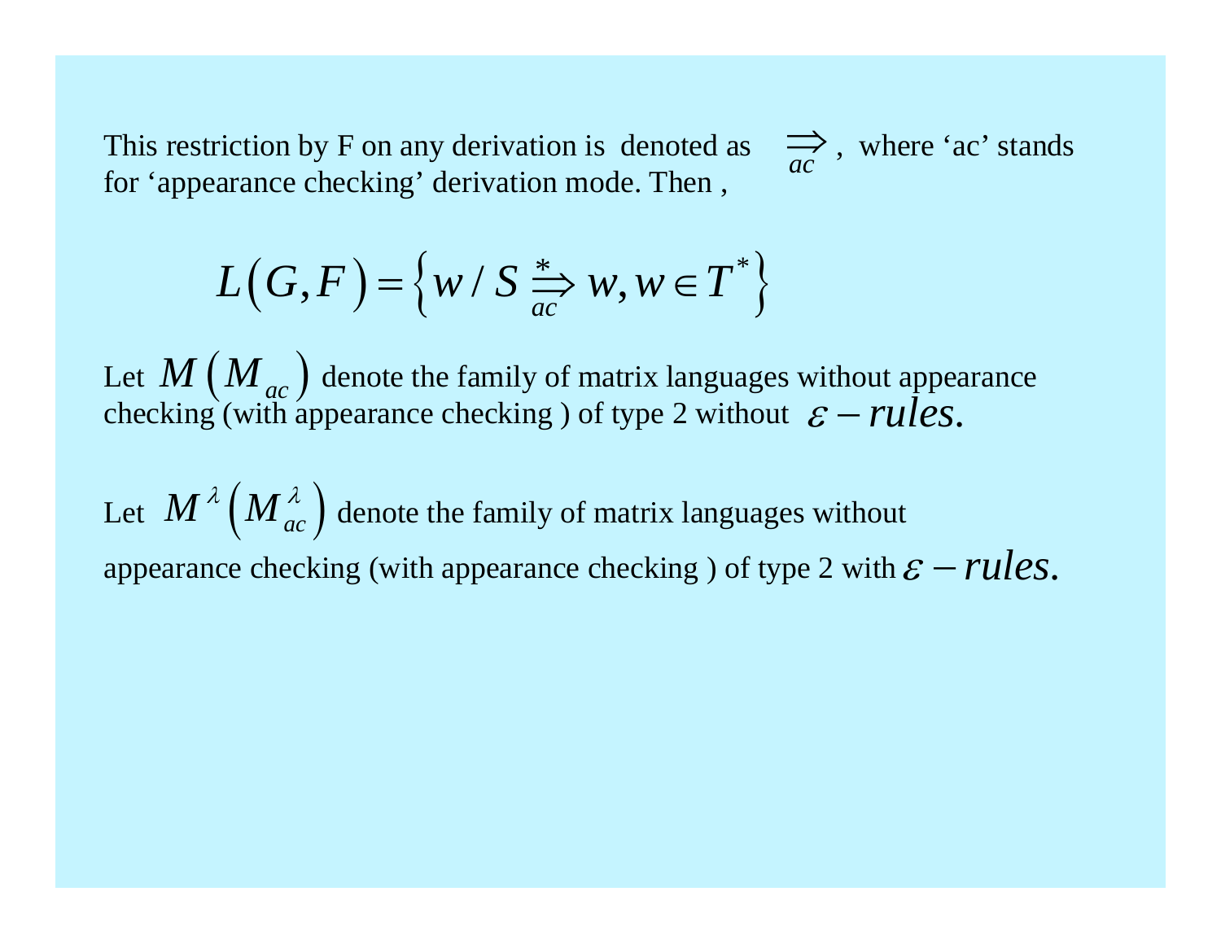This restriction by F on any derivation is denoted as $\underset{ac}{\Longrightarrow}$, where 'ac' stands for 'appearance checking' derivation mode. Then ,

$$L(G,F) = \left\{ w / S \overset{*}{\underset{ac}{\Longrightarrow}} w, w \in T^* \right\}$$

Let $M\left(M_{ac}\right)$ denote the family of matrix languages without appearance checking (with appearance checking ) of type 2 without $\varepsilon - rules.$

Let $M^{\lambda}\left(M_{ac}^{\lambda}\right)$ denote the family of matrix languages without appearance checking (with appearance checking ) of type 2 with $\varepsilon - rules.$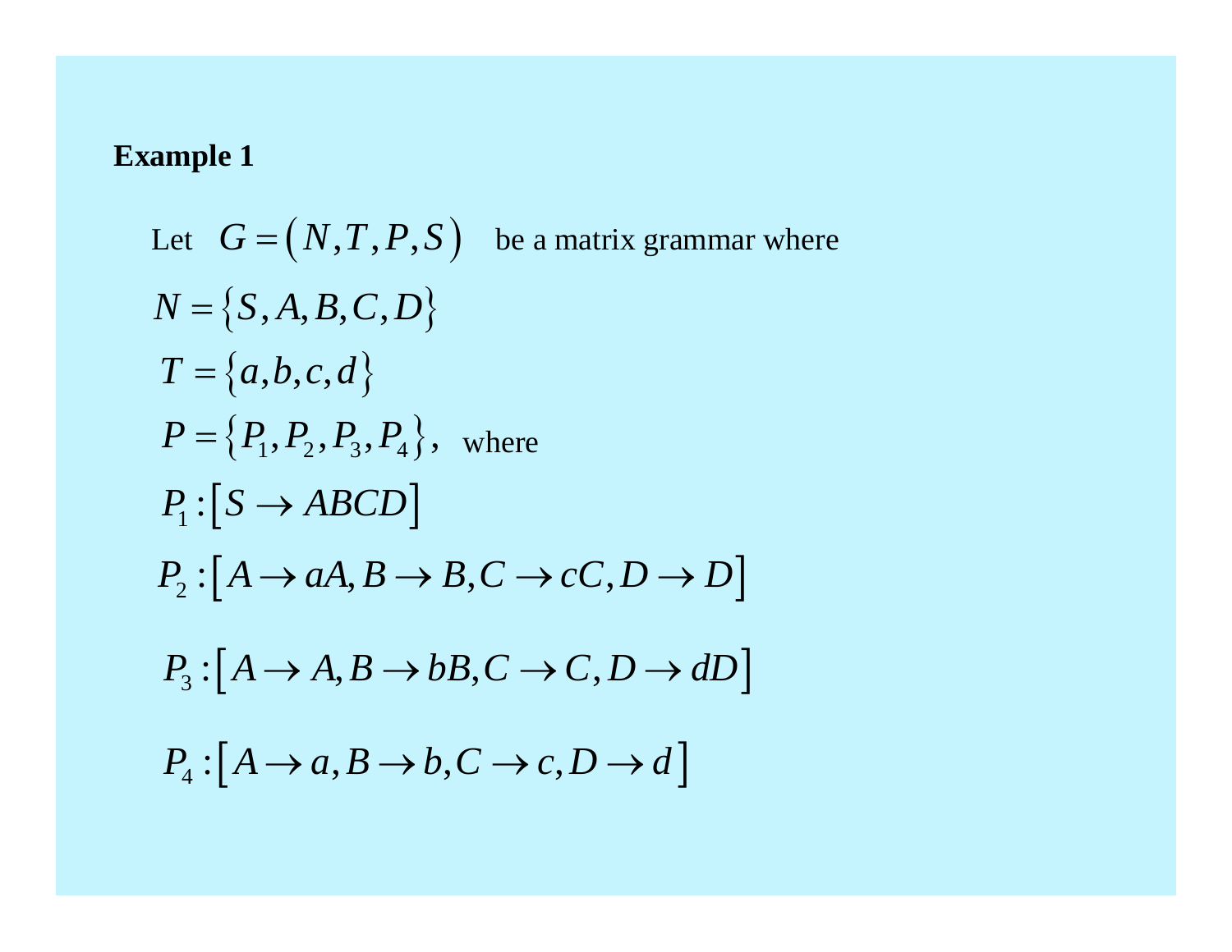**Example 1**

Let $G = (N, T, P, S)$ be a matrix grammar where

$N = \{S, A, B, C, D\}$

$T = \{a, b, c, d\}$

$P = \{P_1, P_2, P_3, P_4\}$, where

$P_1 : [S \rightarrow ABCD]$

$P_2 : [A \rightarrow aA, B \rightarrow B, C \rightarrow cC, D \rightarrow D]$

$P_3 : [A \rightarrow A, B \rightarrow bB, C \rightarrow C, D \rightarrow dD]$

$P_4 : [A \rightarrow a, B \rightarrow b, C \rightarrow c, D \rightarrow d]$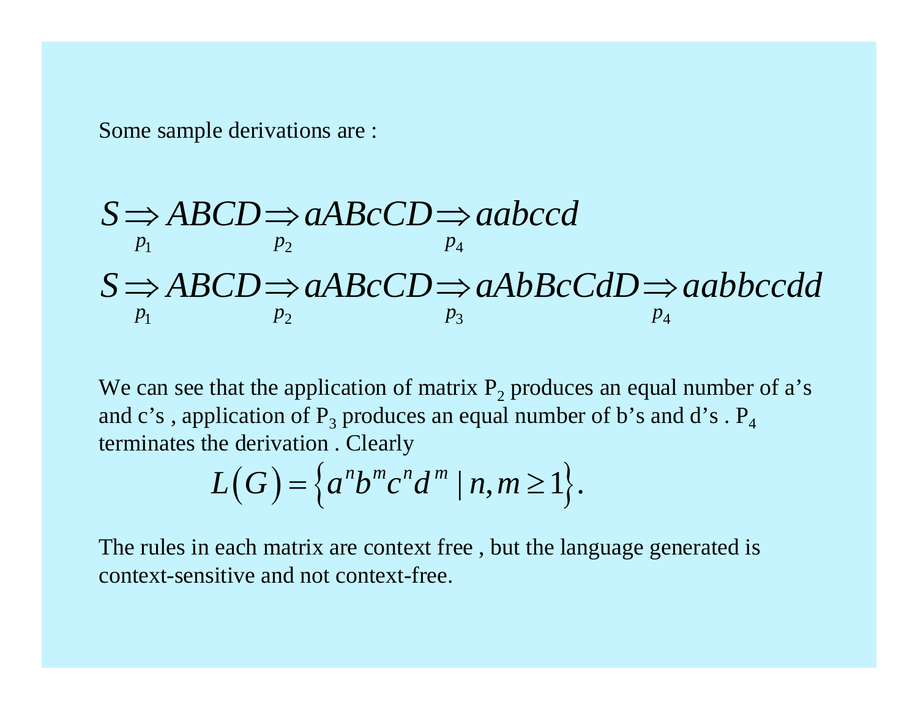Some sample derivations are :

$$S \underset{p_1}{\Rightarrow} ABCD \underset{p_2}{\Rightarrow} aABcCD \underset{p_4}{\Rightarrow} aabccd$$

$$S \underset{p_1}{\Rightarrow} ABCD \underset{p_2}{\Rightarrow} aABcCD \underset{p_3}{\Rightarrow} aAbBcCdD \underset{p_4}{\Rightarrow} aabbccdd$$

We can see that the application of matrix $P_2$ produces an equal number of a's and c's , application of $P_3$ produces an equal number of b's and d's . $P_4$ terminates the derivation . Clearly

$$L(G) = \left\{ a^n b^m c^n d^m \mid n, m \geq 1 \right\}.$$

The rules in each matrix are context free , but the language generated is context-sensitive and not context-free.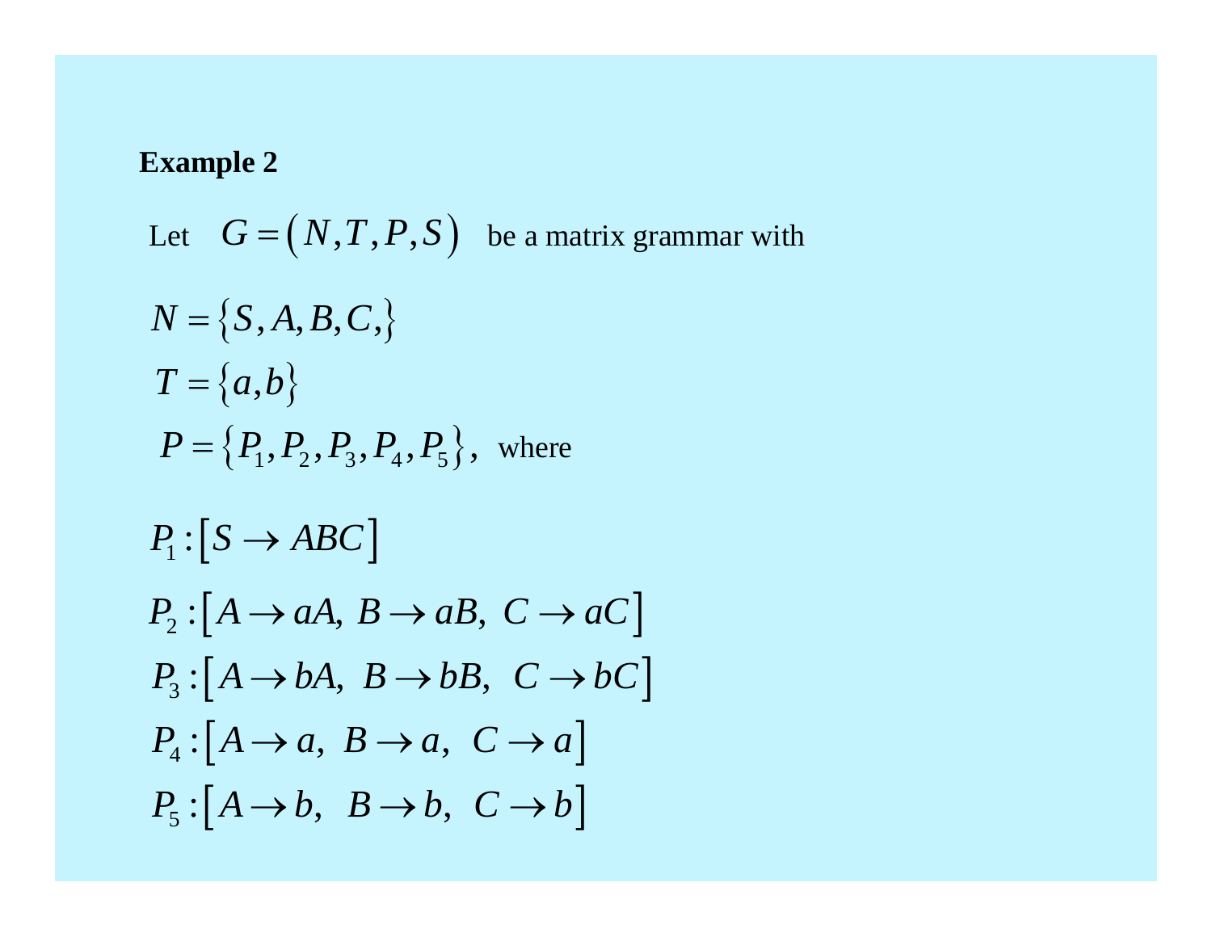**Example 2**

Let $G = (N, T, P, S)$ be a matrix grammar with

$N = \{S, A, B, C,\}$

$T = \{a, b\}$

$P = \{P_1, P_2, P_3, P_4, P_5\}$, where

$P_1 : [S \rightarrow ABC]$

$P_2 : [A \rightarrow aA,\ B \rightarrow aB,\ C \rightarrow aC]$

$P_3 : [A \rightarrow bA,\ B \rightarrow bB,\ C \rightarrow bC]$

$P_4 : [A \rightarrow a,\ B \rightarrow a,\ C \rightarrow a]$

$P_5 : [A \rightarrow b,\ B \rightarrow b,\ C \rightarrow b]$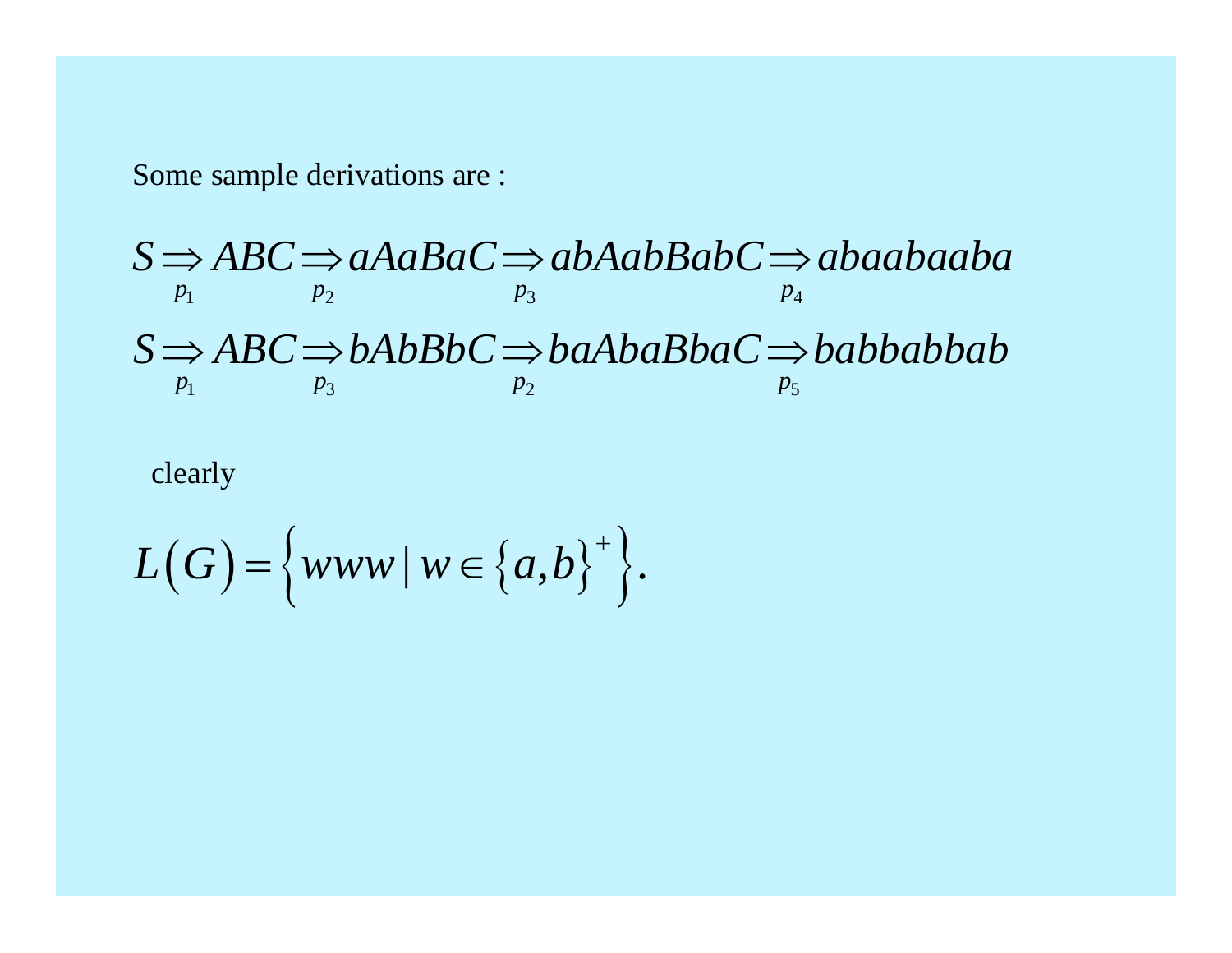Some sample derivations are :

$$S \underset{p_1}{\Rightarrow} ABC \underset{p_2}{\Rightarrow} aAaBaC \underset{p_3}{\Rightarrow} abAabBabC \underset{p_4}{\Rightarrow} abaabaaba$$

$$S \underset{p_1}{\Rightarrow} ABC \underset{p_3}{\Rightarrow} bAbBbC \underset{p_2}{\Rightarrow} baAbaBbaC \underset{p_5}{\Rightarrow} babbabbab$$

clearly

$$L(G) = \left\{ www \mid w \in \{a,b\}^{+} \right\}.$$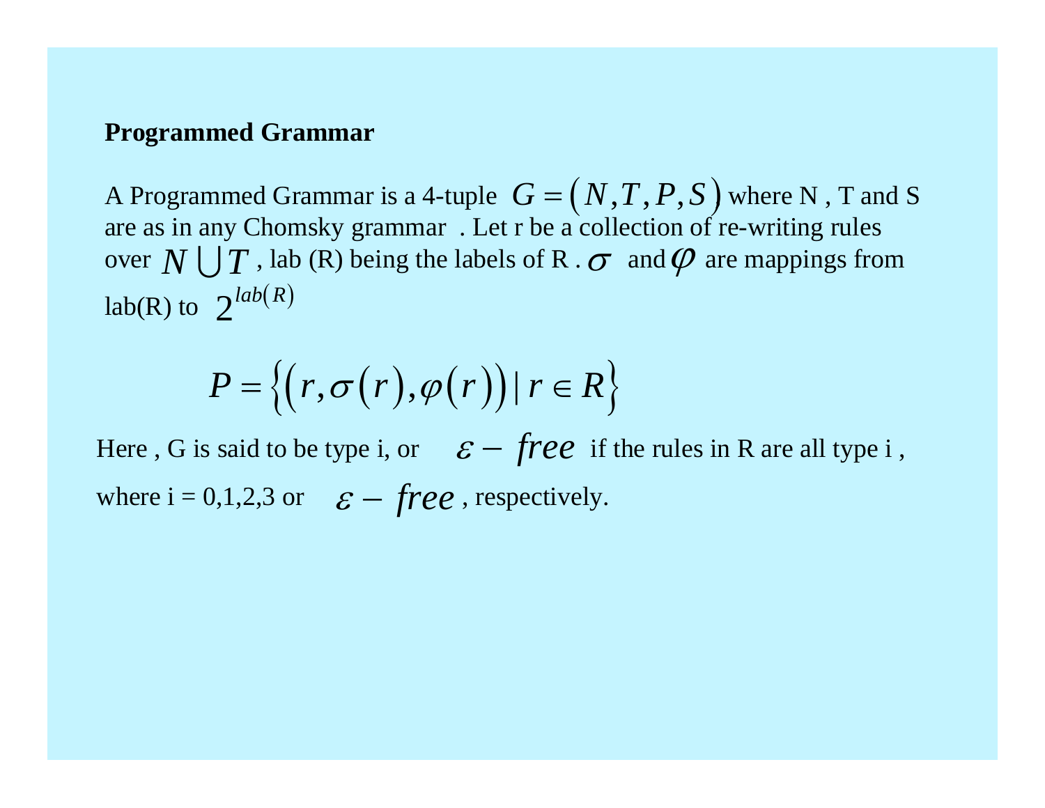## Programmed Grammar

A Programmed Grammar is a 4-tuple $G = (N, T, P, S)$ where N , T and S are as in any Chomsky grammar . Let r be a collection of re-writing rules over $N \bigcup T$ , lab (R) being the labels of R . $\sigma$ and $\varphi$ are mappings from lab(R) to $2^{lab(R)}$

$$P = \{(r, \sigma(r), \varphi(r)) \mid r \in R\}$$

Here , G is said to be type i, or $\varepsilon - free$ if the rules in R are all type i , where i = 0,1,2,3 or $\varepsilon - free$ , respectively.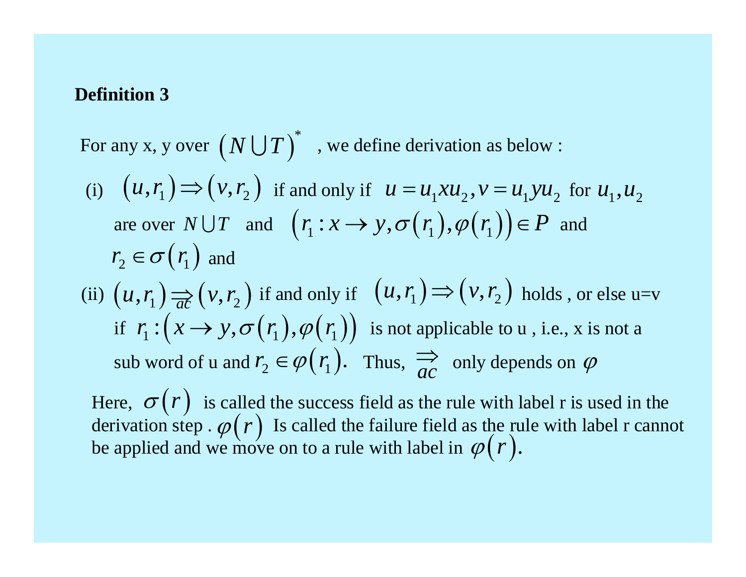**Definition 3**

For any x, y over $(N \cup T)^*$ , we define derivation as below :

(i) $(u, r_1) \Rightarrow (v, r_2)$ if and only if $u = u_1 x u_2, v = u_1 y u_2$ for $u_1, u_2$ are over $N \cup T$ and $(r_1 : x \rightarrow y, \sigma(r_1), \varphi(r_1)) \in P$ and $r_2 \in \sigma(r_1)$ and

(ii) $(u, r_1) \underset{ac}{\Rightarrow} (v, r_2)$ if and only if $(u, r_1) \Rightarrow (v, r_2)$ holds , or else u=v if $r_1 : (x \rightarrow y, \sigma(r_1), \varphi(r_1))$ is not applicable to u , i.e., x is not a sub word of u and $r_2 \in \varphi(r_1)$. Thus, $\underset{ac}{\Rightarrow}$ only depends on $\varphi$

Here, $\sigma(r)$ is called the success field as the rule with label r is used in the derivation step . $\varphi(r)$ Is called the failure field as the rule with label r cannot be applied and we move on to a rule with label in $\varphi(r)$.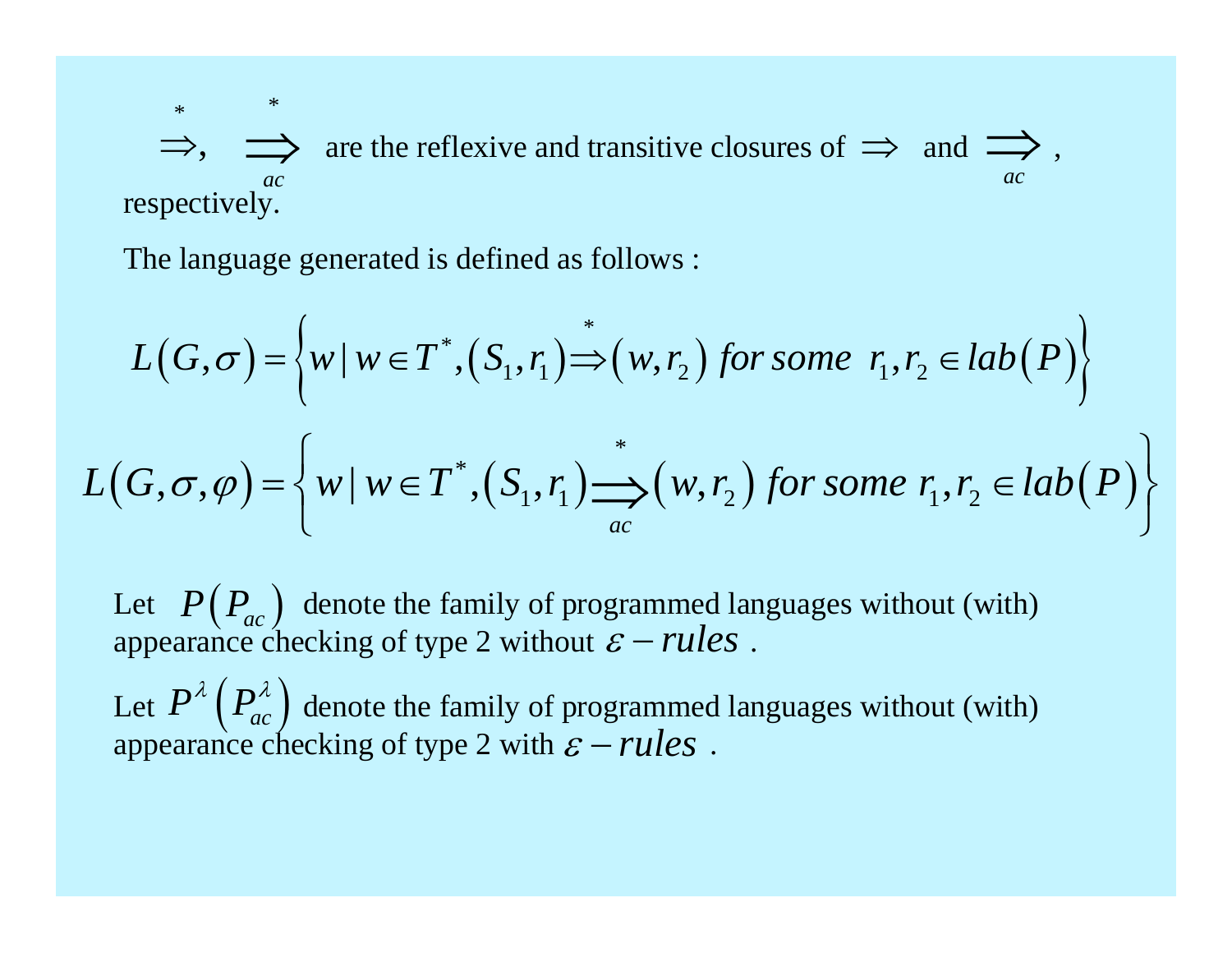$\overset{*}{\Rightarrow}$, $\underset{ac}{\overset{*}{\Longrightarrow}}$ are the reflexive and transitive closures of $\Rightarrow$ and $\underset{ac}{\Longrightarrow}$, respectively.

The language generated is defined as follows :

$$L(G,\sigma) = \left\{ w \mid w \in T^*, (S_1, r_1) \overset{*}{\Rightarrow} (w, r_2) \; for\ some \;\; r_1, r_2 \in lab(P) \right\}$$

$$L(G,\sigma,\varphi) = \left\{ w \mid w \in T^*, (S_1, r_1) \underset{ac}{\overset{*}{\Longrightarrow}} (w, r_2) \; for\ some \; r_1, r_2 \in lab(P) \right\}$$

Let $P\left(P_{ac}\right)$ denote the family of programmed languages without (with) appearance checking of type 2 without $\varepsilon - rules$ .

Let $P^{\lambda}\left(P_{ac}^{\lambda}\right)$ denote the family of programmed languages without (with) appearance checking of type 2 with $\varepsilon - rules$ .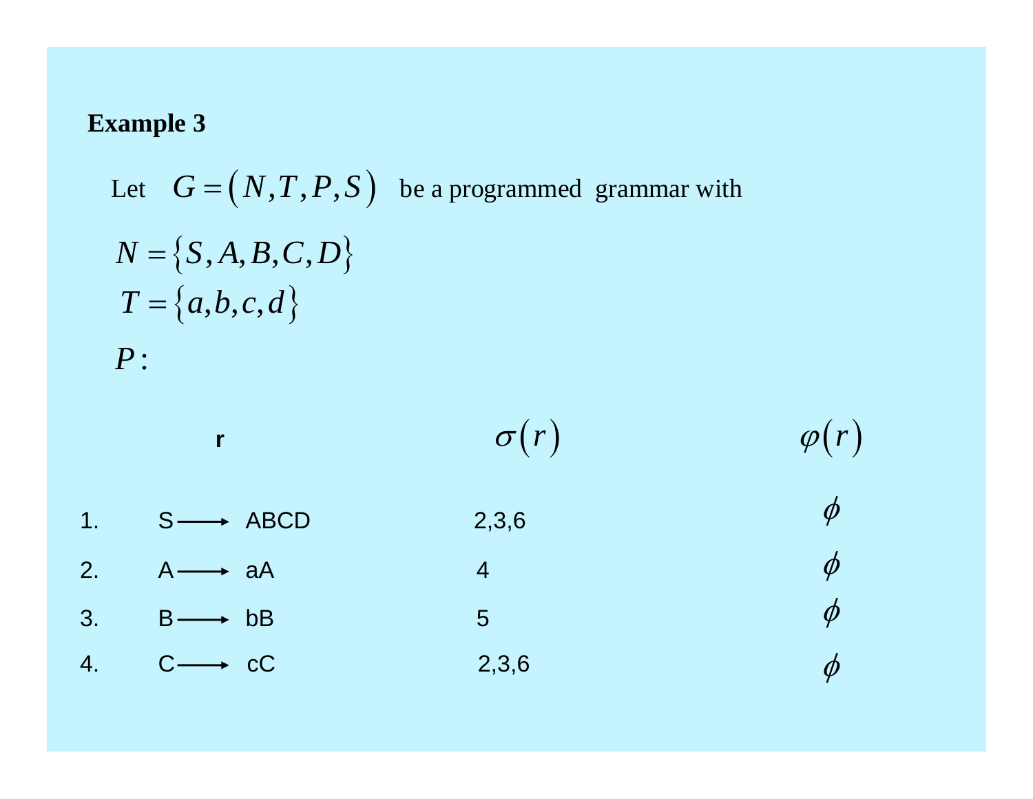**Example 3**

Let $G = (N, T, P, S)$ be a programmed grammar with

$N = \{S, A, B, C, D\}$

$T = \{a, b, c, d\}$

$P:$

| | r | $\sigma(r)$ | $\varphi(r)$ |
|---|---|---|---|
| 1. | S ⟶ ABCD | 2,3,6 | $\phi$ |
| 2. | A ⟶ aA | 4 | $\phi$ |
| 3. | B ⟶ bB | 5 | $\phi$ |
| 4. | C ⟶ cC | 2,3,6 | $\phi$ |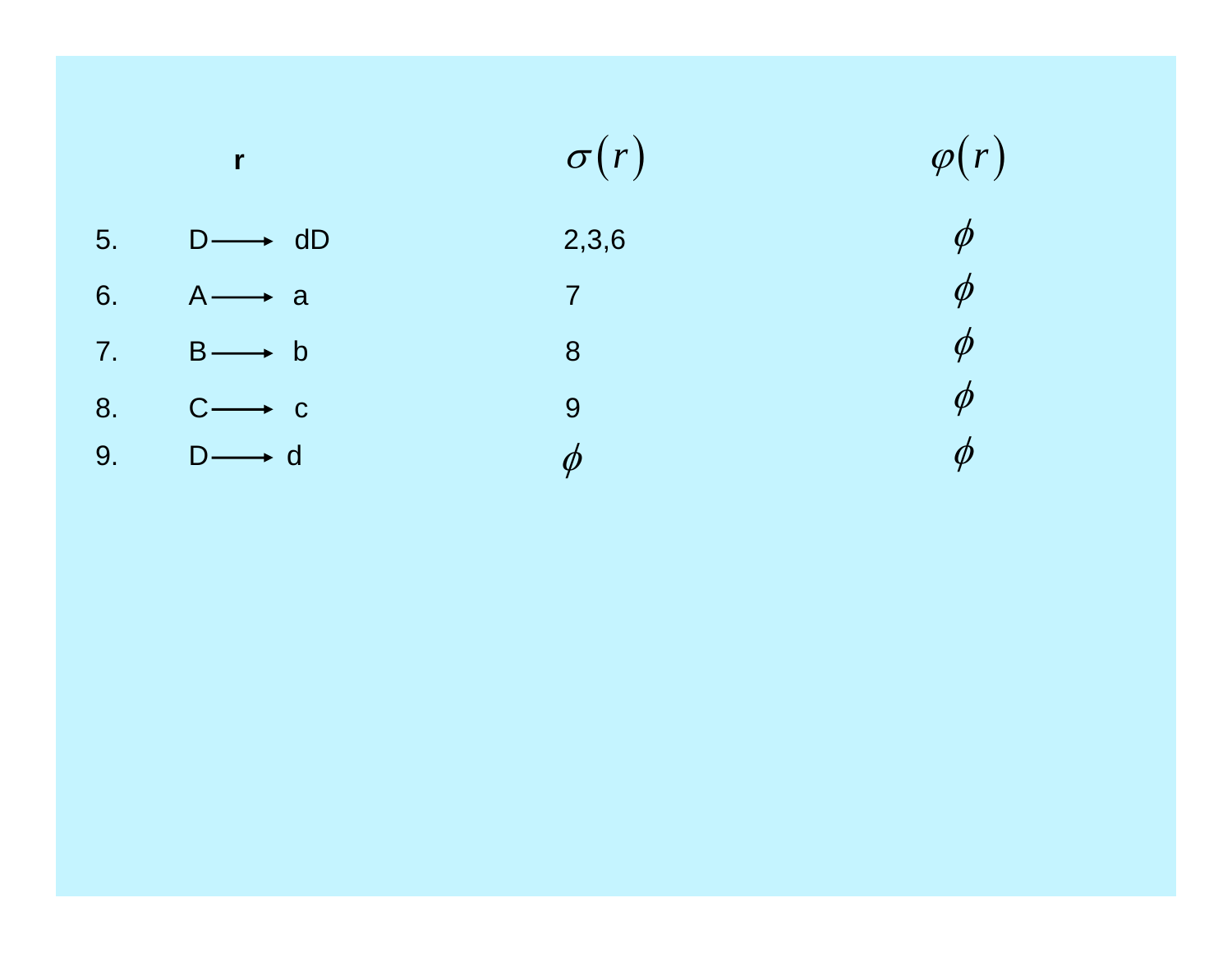| | r | $\sigma(r)$ | $\varphi(r)$ |
|---|---|---|---|
| 5. | D $\longrightarrow$ dD | 2,3,6 | $\phi$ |
| 6. | A $\longrightarrow$ a | 7 | $\phi$ |
| 7. | B $\longrightarrow$ b | 8 | $\phi$ |
| 8. | C $\longrightarrow$ c | 9 | $\phi$ |
| 9. | D $\longrightarrow$ d | $\phi$ | $\phi$ |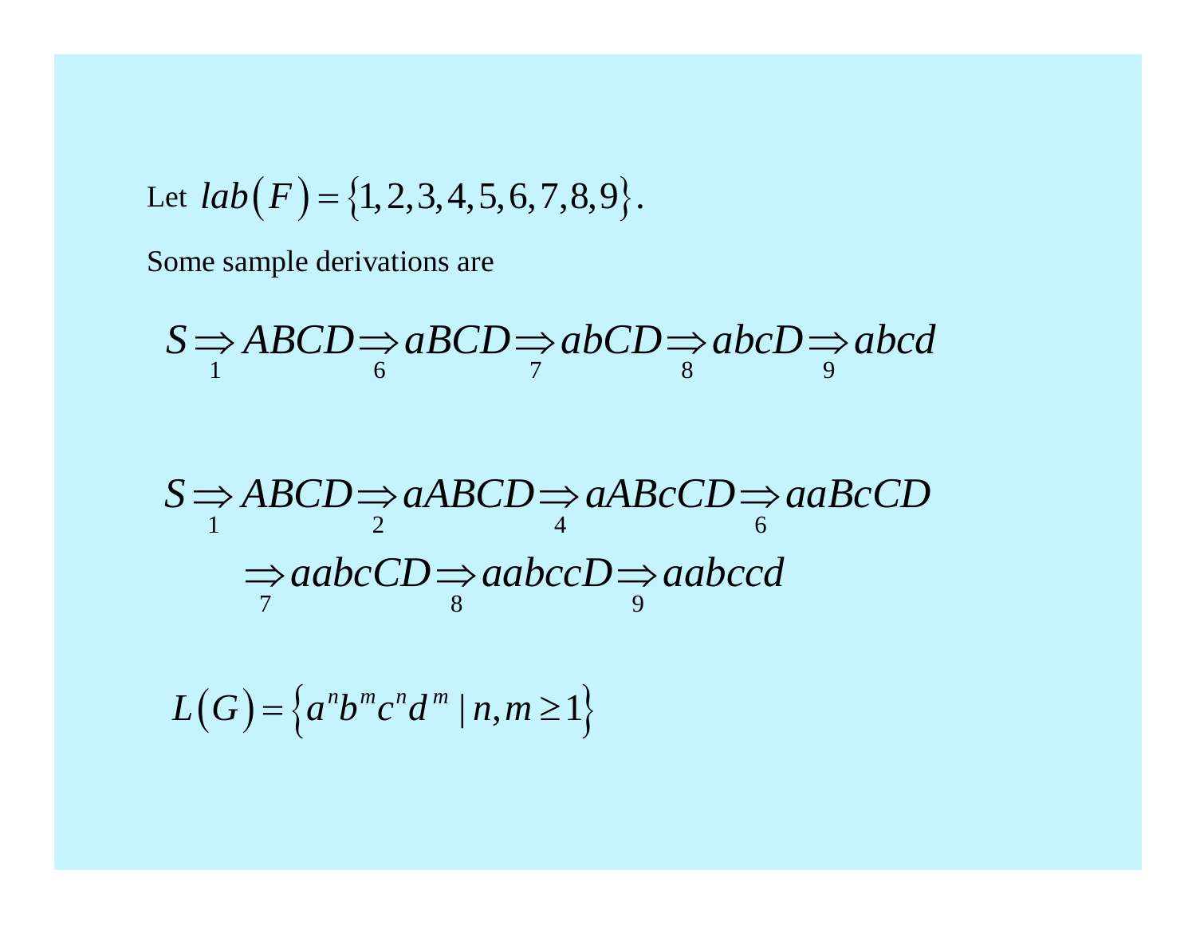Let $lab(F) = \{1, 2, 3, 4, 5, 6, 7, 8, 9\}$.

Some sample derivations are

$$S \underset{1}{\Rightarrow} ABCD \underset{6}{\Rightarrow} aBCD \underset{7}{\Rightarrow} abCD \underset{8}{\Rightarrow} abcD \underset{9}{\Rightarrow} abcd$$

$$S \underset{1}{\Rightarrow} ABCD \underset{2}{\Rightarrow} aABCD \underset{4}{\Rightarrow} aABcCD \underset{6}{\Rightarrow} aaBcCD$$

$$\underset{7}{\Rightarrow} aabcCD \underset{8}{\Rightarrow} aabccD \underset{9}{\Rightarrow} aabccd$$

$$L(G) = \left\{a^n b^m c^n d^m \mid n, m \geq 1\right\}$$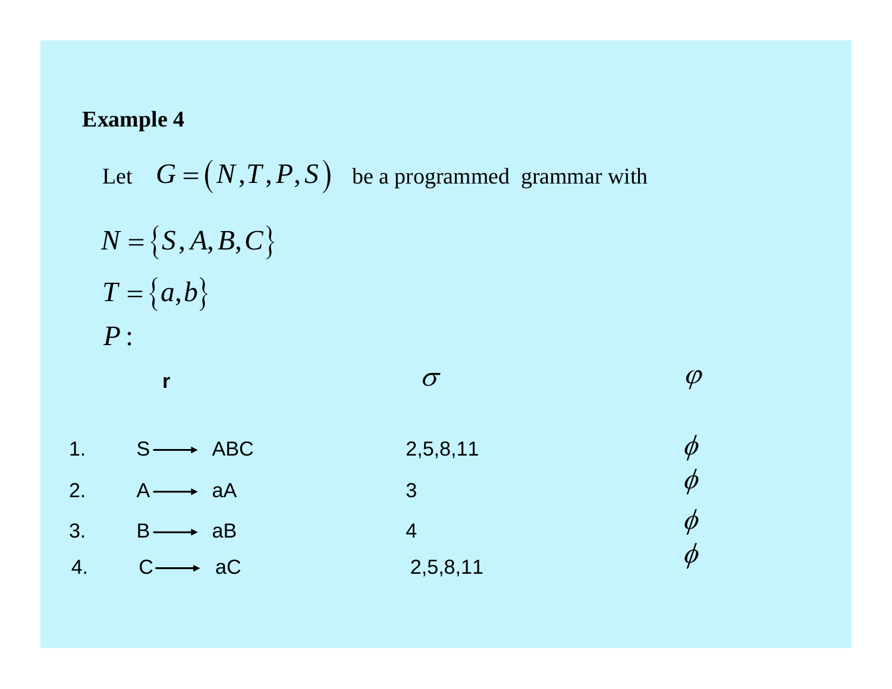**Example 4**

Let $G = (N, T, P, S)$ be a programmed grammar with

$N = \{S, A, B, C\}$

$T = \{a, b\}$

$P:$

| | r | $\sigma$ | $\varphi$ |
|---|---|---|---|
| 1. | $S \longrightarrow ABC$ | 2,5,8,11 | $\phi$ |
| 2. | $A \longrightarrow aA$ | 3 | $\phi$ |
| 3. | $B \longrightarrow aB$ | 4 | $\phi$ |
| 4. | $C \longrightarrow aC$ | 2,5,8,11 | $\phi$ |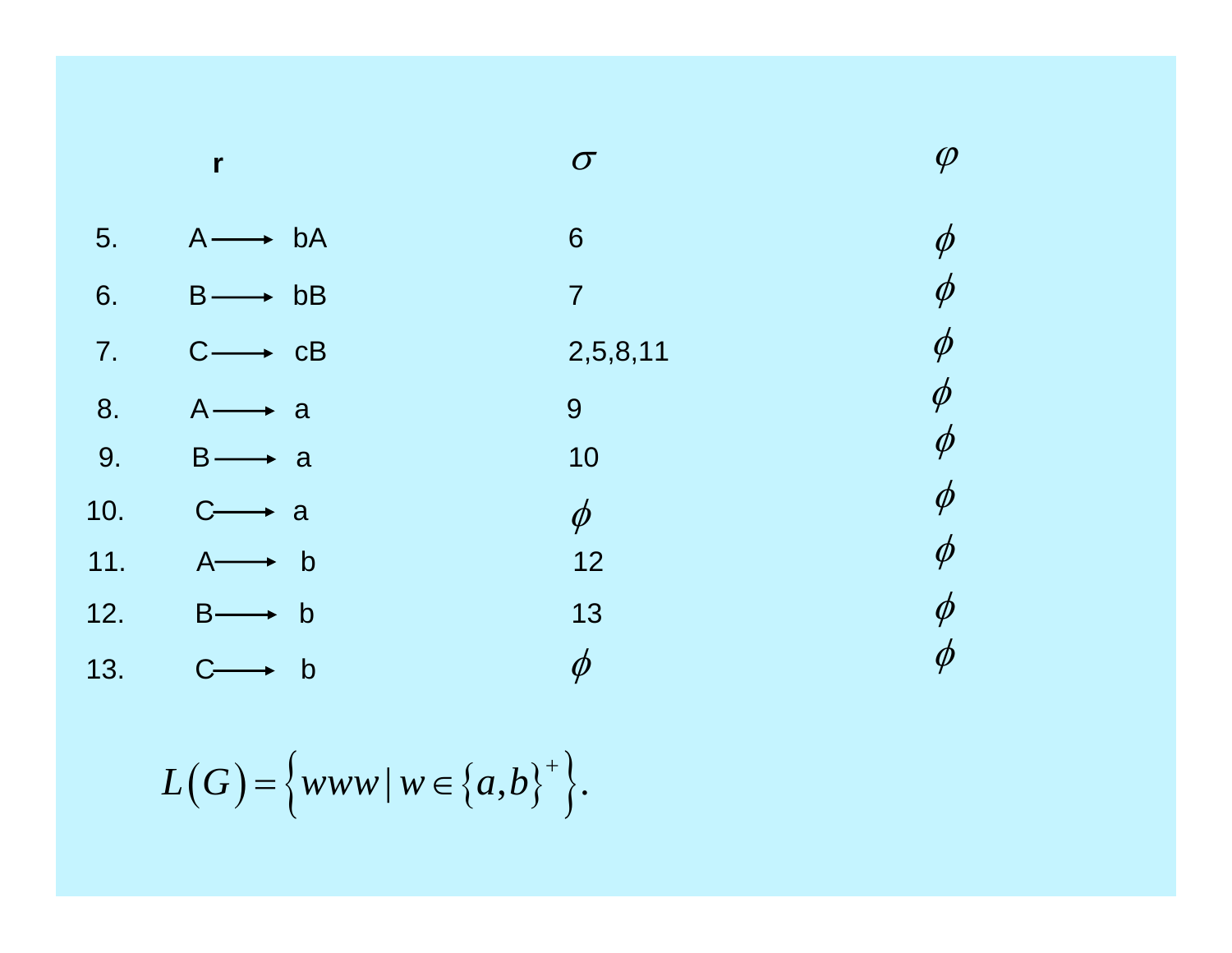| | r | $\sigma$ | $\varphi$ |
|---|---|---|---|
| 5. | $A \longrightarrow bA$ | 6 | $\phi$ |
| 6. | $B \longrightarrow bB$ | 7 | $\phi$ |
| 7. | $C \longrightarrow cB$ | 2,5,8,11 | $\phi$ |
| 8. | $A \longrightarrow a$ | 9 | $\phi$ |
| 9. | $B \longrightarrow a$ | 10 | $\phi$ |
| 10. | $C \longrightarrow a$ | $\phi$ | $\phi$ |
| 11. | $A \longrightarrow b$ | 12 | $\phi$ |
| 12. | $B \longrightarrow b$ | 13 | $\phi$ |
| 13. | $C \longrightarrow b$ | $\phi$ | $\phi$ |

$$L(G) = \left\{ www \mid w \in \{a,b\}^{+} \right\}.$$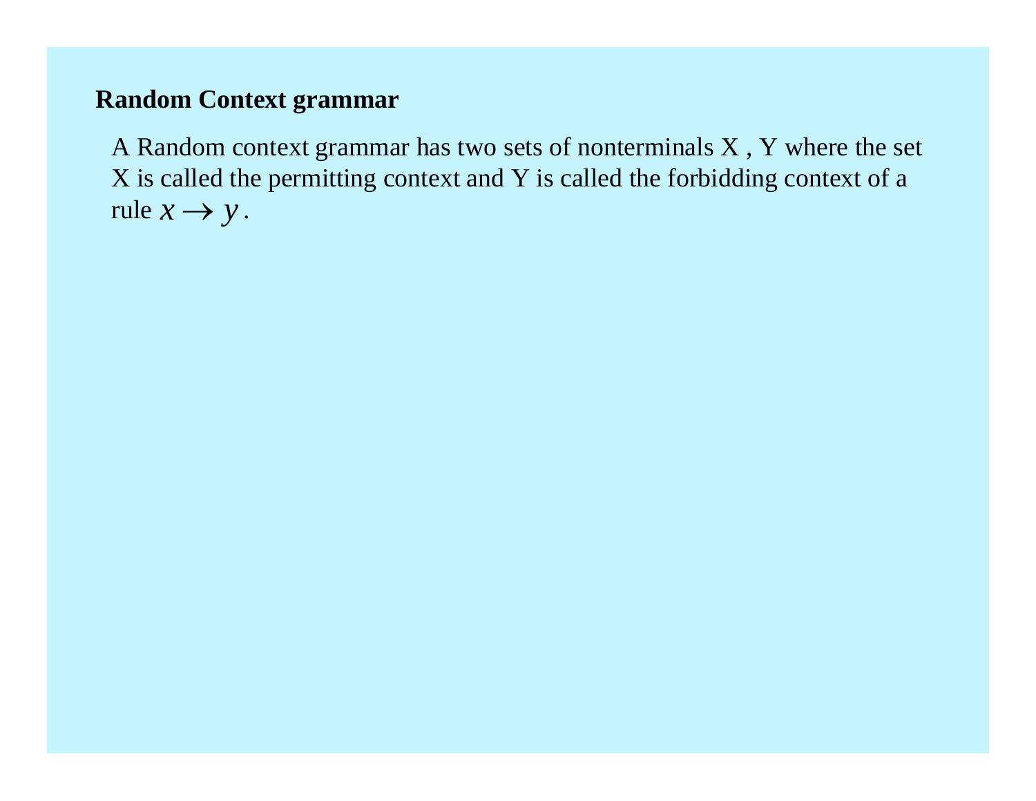**Random Context grammar**

A Random context grammar has two sets of nonterminals X , Y where the set X is called the permitting context and Y is called the forbidding context of a rule $x \rightarrow y$.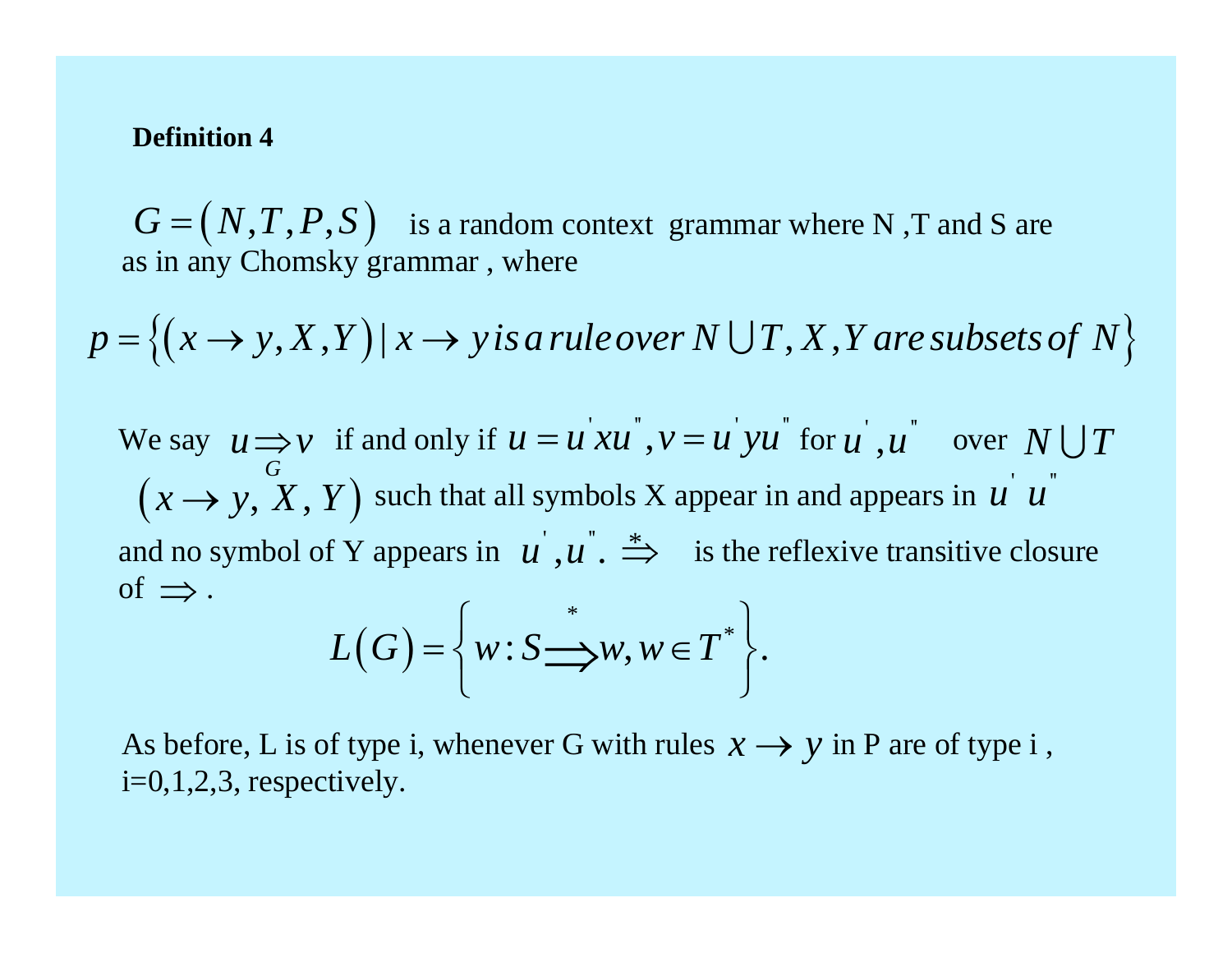**Definition 4**

$G = (N, T, P, S)$ is a random context grammar where N ,T and S are as in any Chomsky grammar , where

$$p = \left\{ (x \rightarrow y, X, Y) \mid x \rightarrow y \, is \, a \, rule \, over \, N \bigcup T, X, Y \, are \, subsets \, of \, N \right\}$$

We say $u \underset{G}{\Rightarrow} v$ if and only if $u = u^{'} x u^{"}, v = u^{'} y u^{"}$ for $u^{'}, u^{"}$ over $N \bigcup T$ $(x \rightarrow y, X, Y)$ such that all symbols X appear in and appears in $u^{'} \; u^{"}$ and no symbol of Y appears in $u^{'}, u^{"}$. $\overset{*}{\Rightarrow}$ is the reflexive transitive closure of $\Rightarrow$ .

$$L(G) = \left\{ w : S \overset{*}{\Longrightarrow} w, w \in T^{*} \right\}.$$

As before, L is of type i, whenever G with rules $x \rightarrow y$ in P are of type i , i=0,1,2,3, respectively.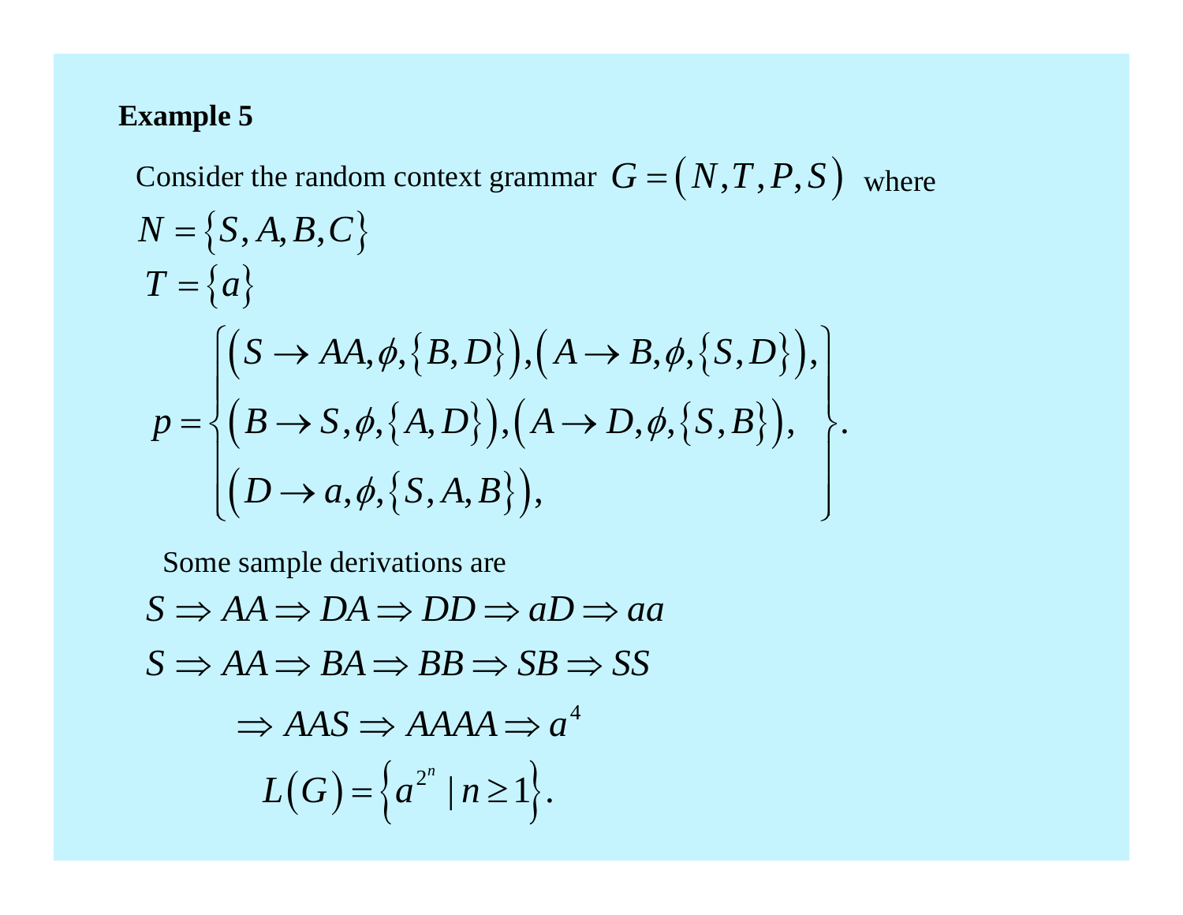**Example 5**

Consider the random context grammar $G = (N, T, P, S)$ where

$N = \{S, A, B, C\}$

$T = \{a\}$

$$p = \left\{ \begin{array}{l} (S \rightarrow AA, \phi, \{B, D\}), (A \rightarrow B, \phi, \{S, D\}), \\ (B \rightarrow S, \phi, \{A, D\}), (A \rightarrow D, \phi, \{S, B\}), \\ (D \rightarrow a, \phi, \{S, A, B\}), \end{array} \right\}.$$

Some sample derivations are

$$S \Rightarrow AA \Rightarrow DA \Rightarrow DD \Rightarrow aD \Rightarrow aa$$

$$S \Rightarrow AA \Rightarrow BA \Rightarrow BB \Rightarrow SB \Rightarrow SS$$

$$\Rightarrow AAS \Rightarrow AAAA \Rightarrow a^4$$

$$L(G) = \left\{ a^{2^n} \mid n \geq 1 \right\}.$$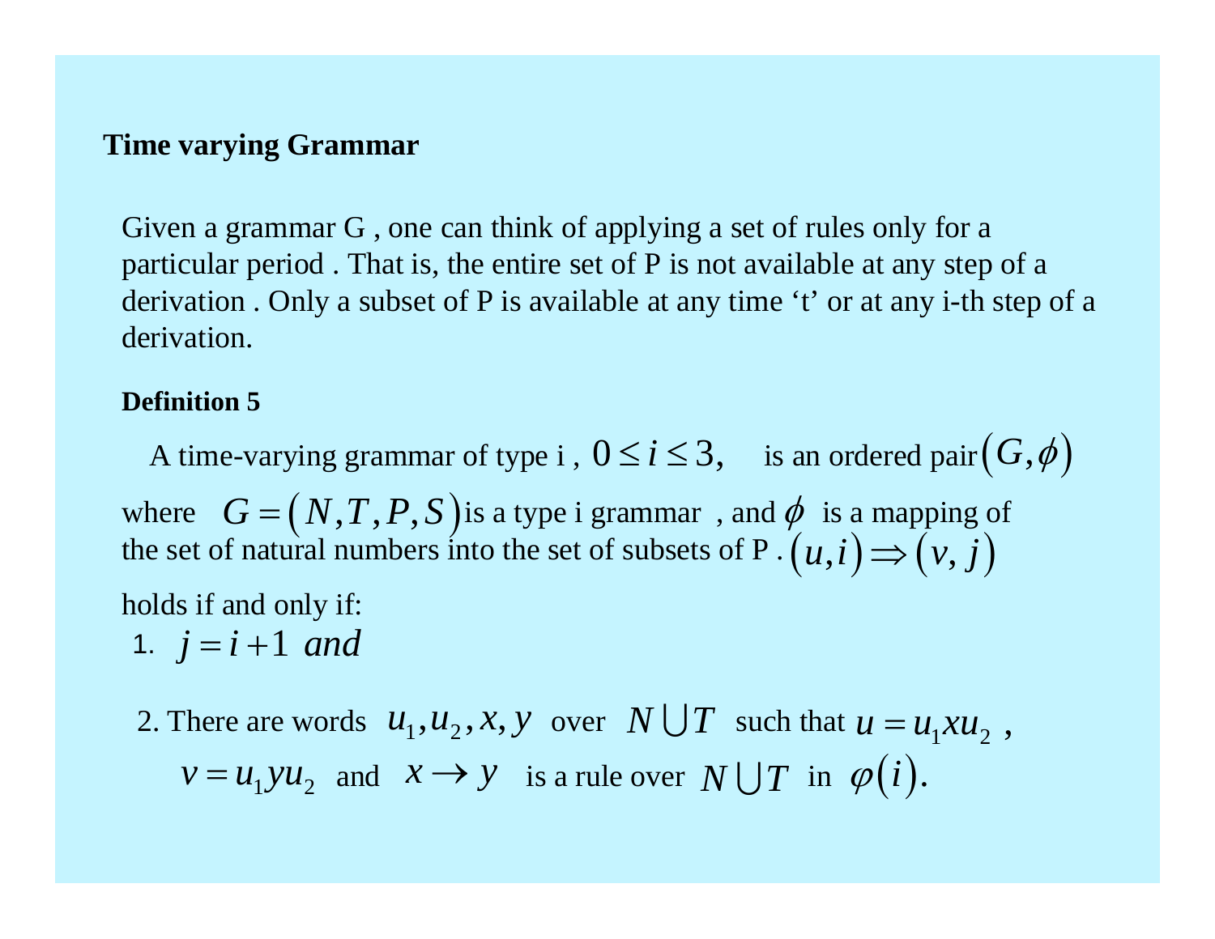## Time varying Grammar

Given a grammar G , one can think of applying a set of rules only for a particular period . That is, the entire set of P is not available at any step of a derivation . Only a subset of P is available at any time 't' or at any i-th step of a derivation.

**Definition 5**

A time-varying grammar of type i , $0 \le i \le 3,$ is an ordered pair $(G, \phi)$ where $G = (N, T, P, S)$ is a type i grammar , and $\phi$ is a mapping of the set of natural numbers into the set of subsets of P . $(u, i) \Rightarrow (v, j)$ holds if and only if:

1. $j = i + 1$ *and*

2. There are words $u_1, u_2, x, y$ over $N \cup T$ such that $u = u_1 x u_2$ , $v = u_1 y u_2$ and $x \rightarrow y$ is a rule over $N \cup T$ in $\varphi(i)$.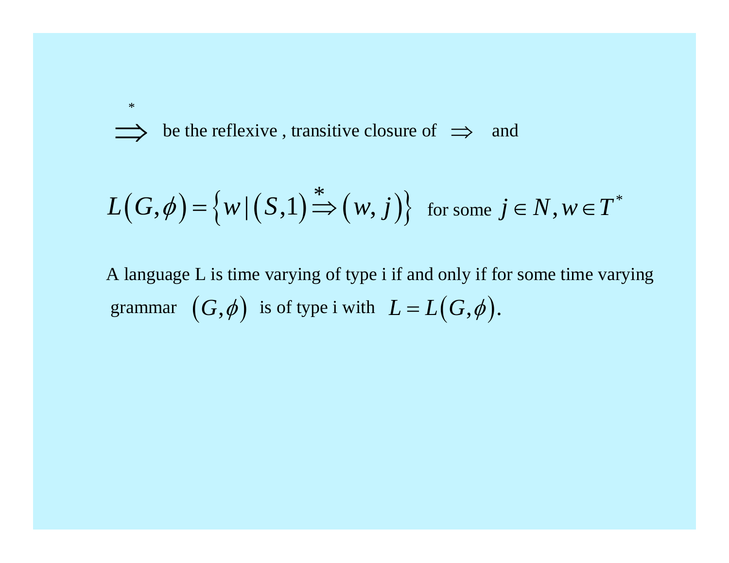$\overset{*}{\Longrightarrow}$ be the reflexive , transitive closure of $\Rightarrow$ and

$$L(G,\phi) = \left\{ w \mid (S,1) \overset{*}{\Rightarrow} (w, j) \right\} \text{ for some } j \in N, w \in T^*$$

A language L is time varying of type i if and only if for some time varying grammar $(G,\phi)$ is of type i with $L = L(G,\phi)$.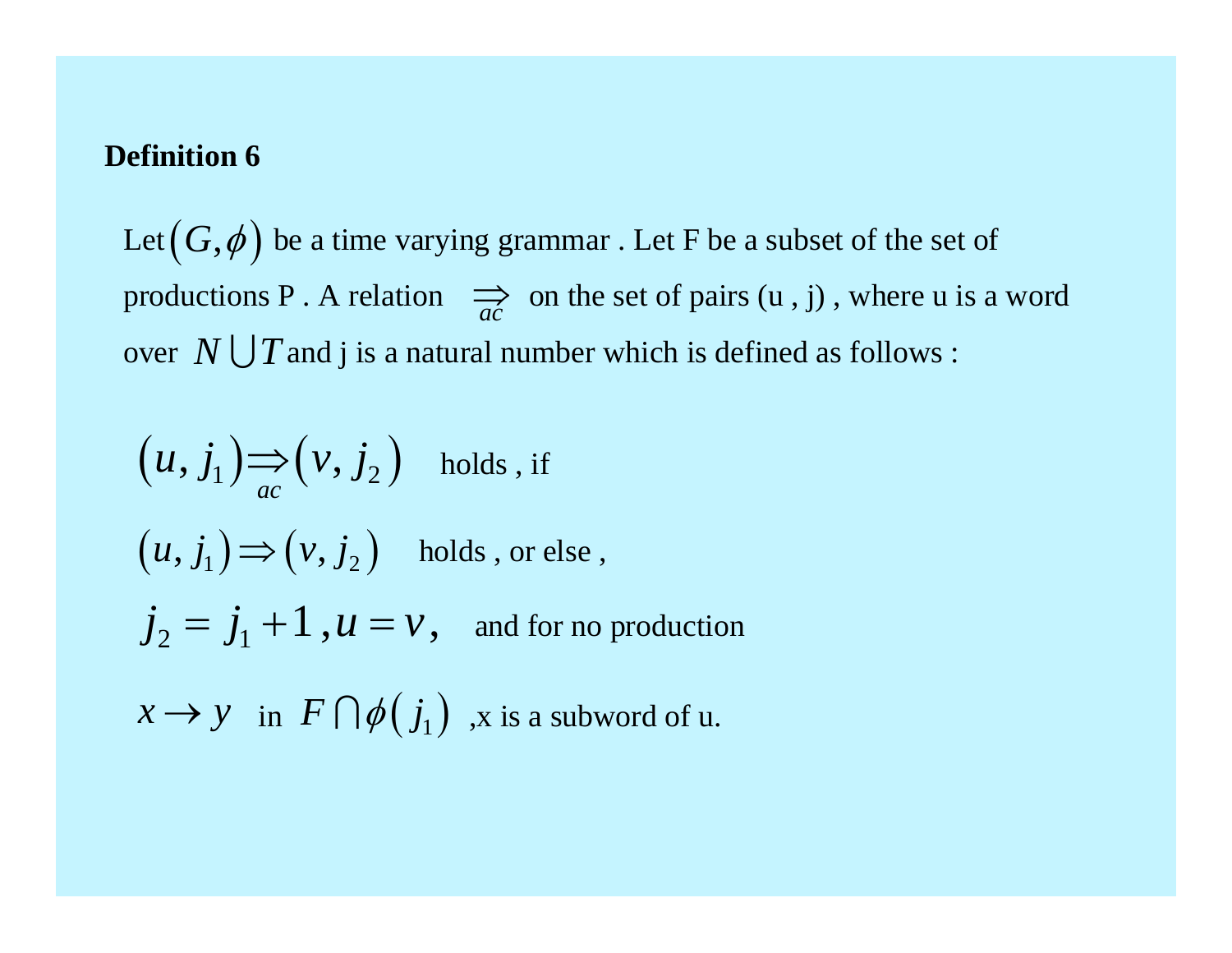**Definition 6**

Let $(G, \phi)$ be a time varying grammar . Let F be a subset of the set of productions P . A relation $\underset{ac}{\Rightarrow}$ on the set of pairs (u , j) , where u is a word over $N \bigcup T$ and j is a natural number which is defined as follows :

$(u, j_1) \underset{ac}{\Rightarrow} (v, j_2)$ holds , if

$(u, j_1) \Rightarrow (v, j_2)$ holds , or else ,

$j_2 = j_1 + 1, u = v,$ and for no production

$x \rightarrow y$ in $F \bigcap \phi(j_1)$ ,x is a subword of u.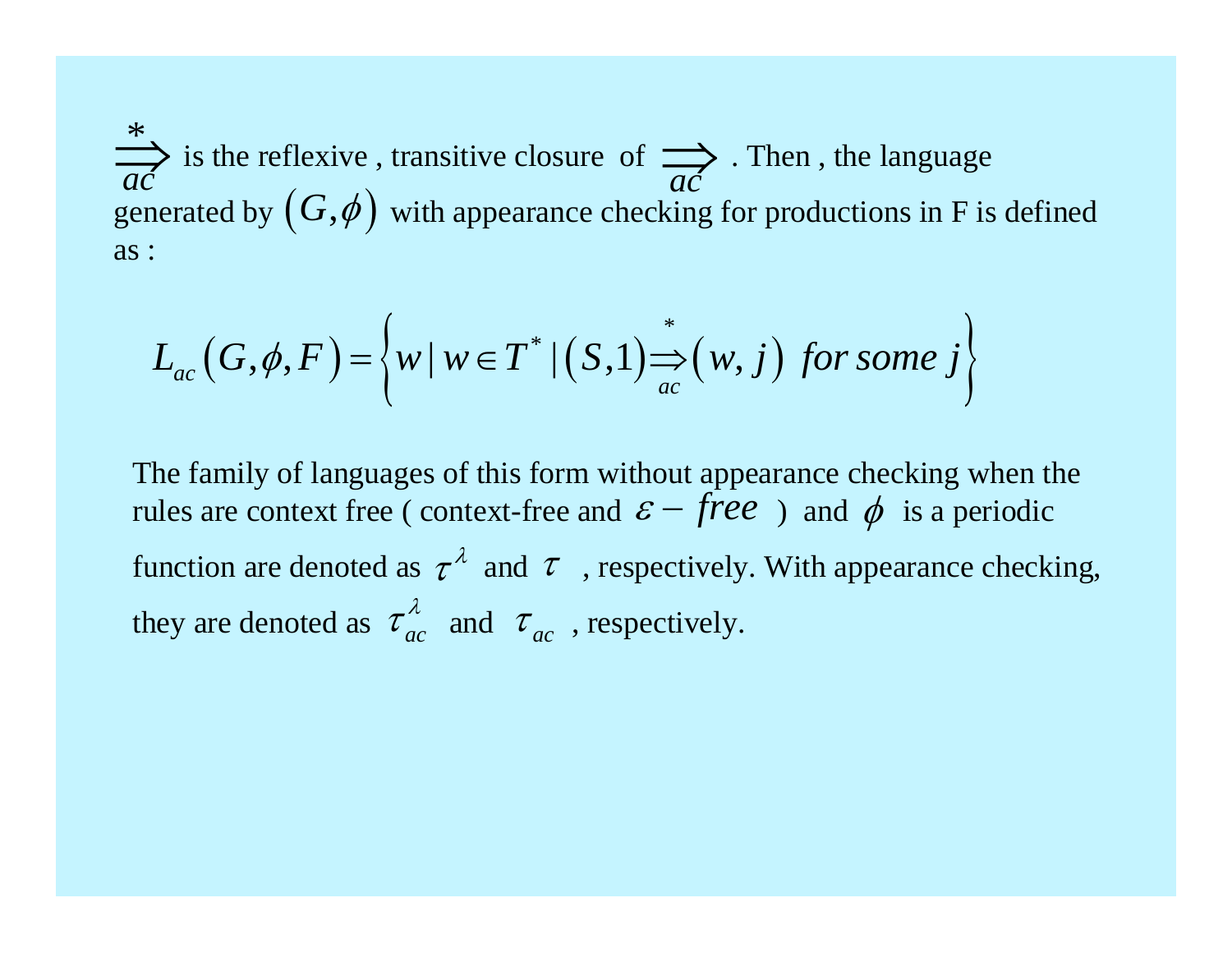$\overset{*}{\underset{ac}{\Longrightarrow}}$ is the reflexive , transitive closure of $\underset{ac}{\Longrightarrow}$ . Then , the language generated by $(G,\phi)$ with appearance checking for productions in F is defined as :

$$L_{ac}(G,\phi,F) = \left\{ w \mid w \in T^* \mid (S,1) \overset{*}{\underset{ac}{\Rightarrow}} (w,j) \ \textit{for some } j \right\}$$

The family of languages of this form without appearance checking when the rules are context free ( context-free and $\varepsilon - \mathit{free}$ ) and $\phi$ is a periodic function are denoted as $\tau^{\lambda}$ and $\tau$ , respectively. With appearance checking, they are denoted as $\tau_{ac}^{\lambda}$ and $\tau_{ac}$ , respectively.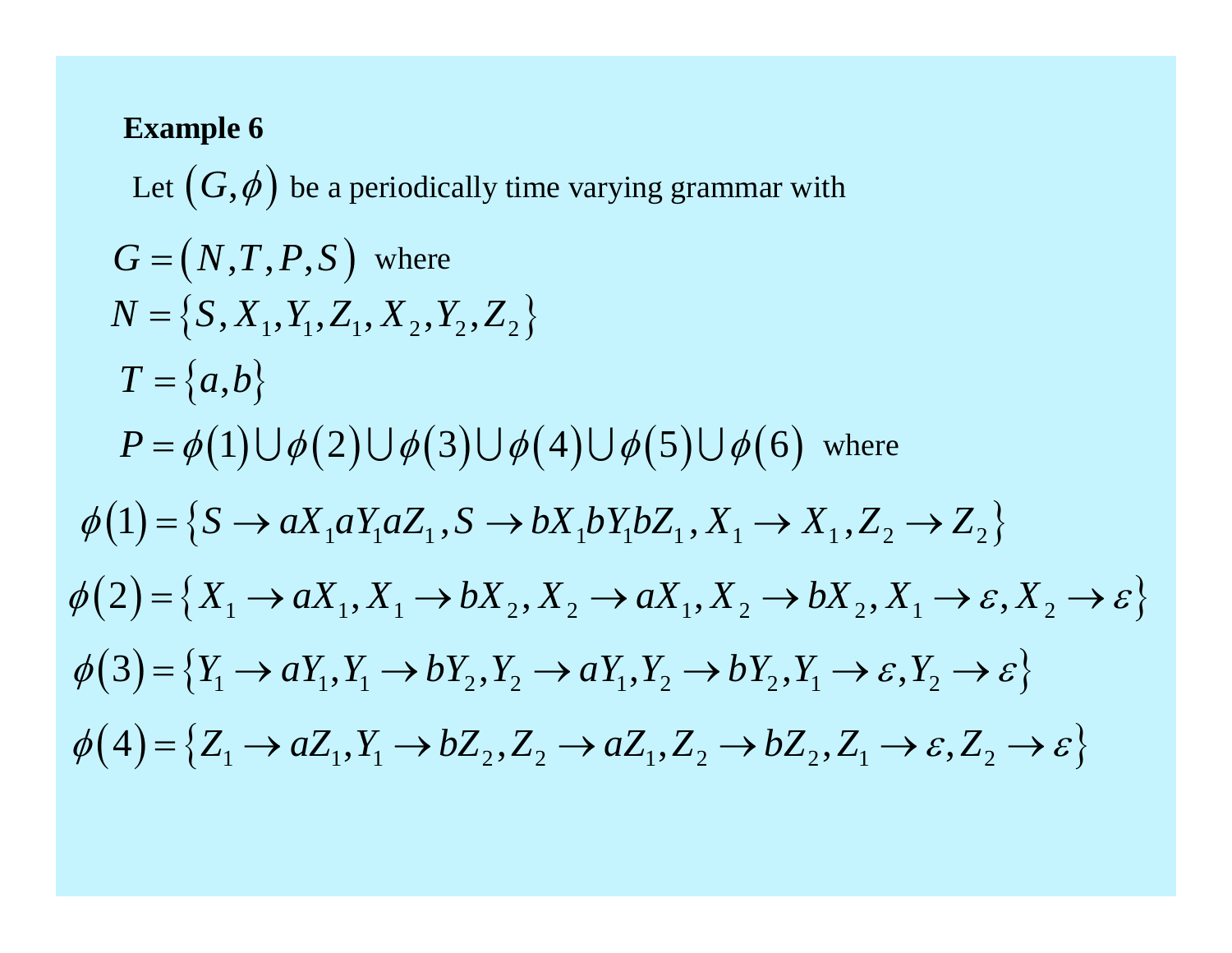**Example 6**

Let $(G,\phi)$ be a periodically time varying grammar with

$G=(N,T,P,S)$ where

$N=\{S,X_1,Y_1,Z_1,X_2,Y_2,Z_2\}$

$T=\{a,b\}$

$P=\phi(1)\cup\phi(2)\cup\phi(3)\cup\phi(4)\cup\phi(5)\cup\phi(6)$ where

$$\phi(1)=\{S\to aX_1aY_1aZ_1,S\to bX_1bY_1bZ_1,X_1\to X_1,Z_2\to Z_2\}$$

$$\phi(2)=\{X_1\to aX_1,X_1\to bX_2,X_2\to aX_1,X_2\to bX_2,X_1\to\varepsilon,X_2\to\varepsilon\}$$

$$\phi(3)=\{Y_1\to aY_1,Y_1\to bY_2,Y_2\to aY_1,Y_2\to bY_2,Y_1\to\varepsilon,Y_2\to\varepsilon\}$$

$$\phi(4)=\{Z_1\to aZ_1,Y_1\to bZ_2,Z_2\to aZ_1,Z_2\to bZ_2,Z_1\to\varepsilon,Z_2\to\varepsilon\}$$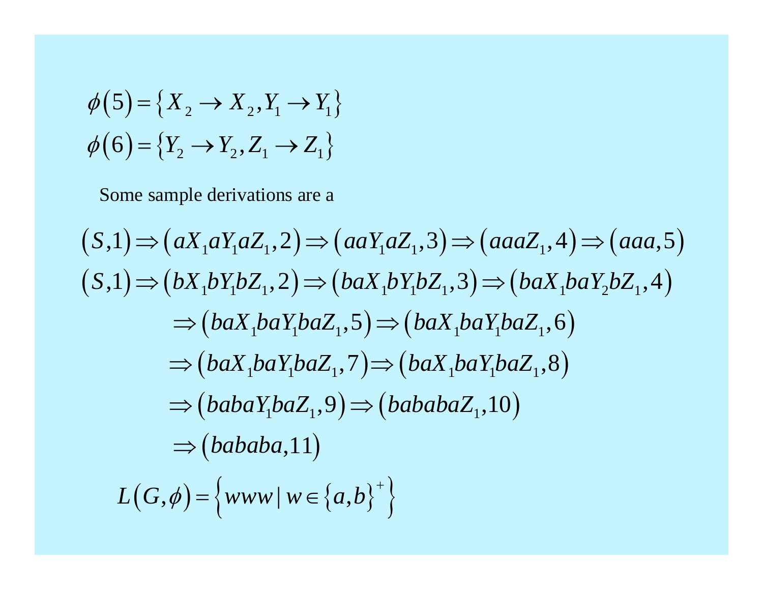$$\phi(5) = \{X_2 \to X_2, Y_1 \to Y_1\}$$

$$\phi(6) = \{Y_2 \to Y_2, Z_1 \to Z_1\}$$

Some sample derivations are a

$$(S,1) \Rightarrow (aX_1aY_1aZ_1, 2) \Rightarrow (aaY_1aZ_1, 3) \Rightarrow (aaaZ_1, 4) \Rightarrow (aaa, 5)$$

$$(S,1) \Rightarrow (bX_1bY_1bZ_1, 2) \Rightarrow (baX_1bY_1bZ_1, 3) \Rightarrow (baX_1baY_2bZ_1, 4)$$

$$\Rightarrow (baX_1baY_1baZ_1, 5) \Rightarrow (baX_1baY_1baZ_1, 6)$$

$$\Rightarrow (baX_1baY_1baZ_1, 7) \Rightarrow (baX_1baY_1baZ_1, 8)$$

$$\Rightarrow (babaY_1baZ_1, 9) \Rightarrow (bababaZ_1, 10)$$

$$\Rightarrow (bababa, 11)$$

$$L(G,\phi) = \left\{ www \mid w \in \{a,b\}^+ \right\}$$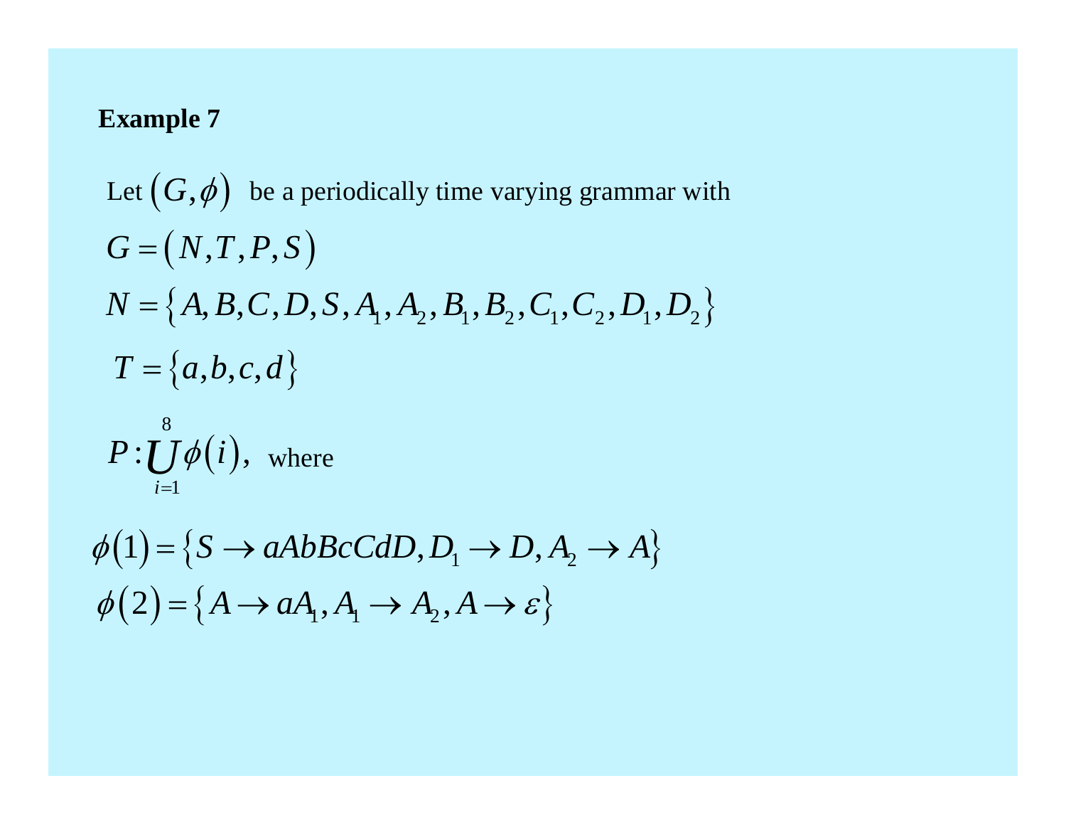**Example 7**

Let $(G, \phi)$ be a periodically time varying grammar with

$$G = (N, T, P, S)$$

$$N = \{A, B, C, D, S, A_1, A_2, B_1, B_2, C_1, C_2, D_1, D_2\}$$

$$T = \{a, b, c, d\}$$

$$P : \bigcup_{i=1}^{8} \phi(i),$$ where

$$\phi(1) = \{S \to aAbBcCdD, D_1 \to D, A_2 \to A\}$$

$$\phi(2) = \{A \to aA_1, A_1 \to A_2, A \to \varepsilon\}$$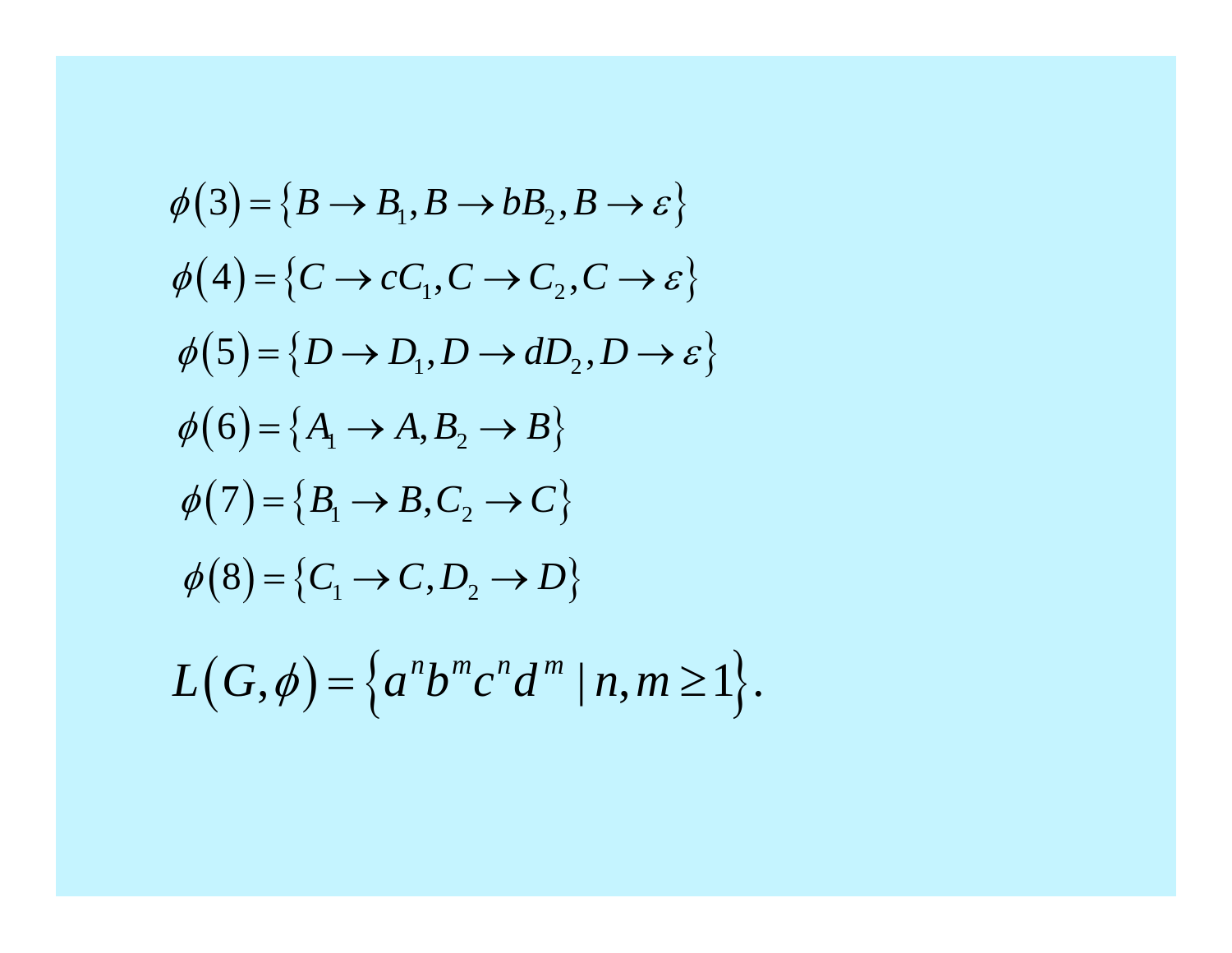$$\phi(3) = \{B \to B_1, B \to bB_2, B \to \varepsilon\}$$

$$\phi(4) = \{C \to cC_1, C \to C_2, C \to \varepsilon\}$$

$$\phi(5) = \{D \to D_1, D \to dD_2, D \to \varepsilon\}$$

$$\phi(6) = \{A_1 \to A, B_2 \to B\}$$

$$\phi(7) = \{B_1 \to B, C_2 \to C\}$$

$$\phi(8) = \{C_1 \to C, D_2 \to D\}$$

$$L(G, \phi) = \{a^n b^m c^n d^m \mid n, m \geq 1\}.$$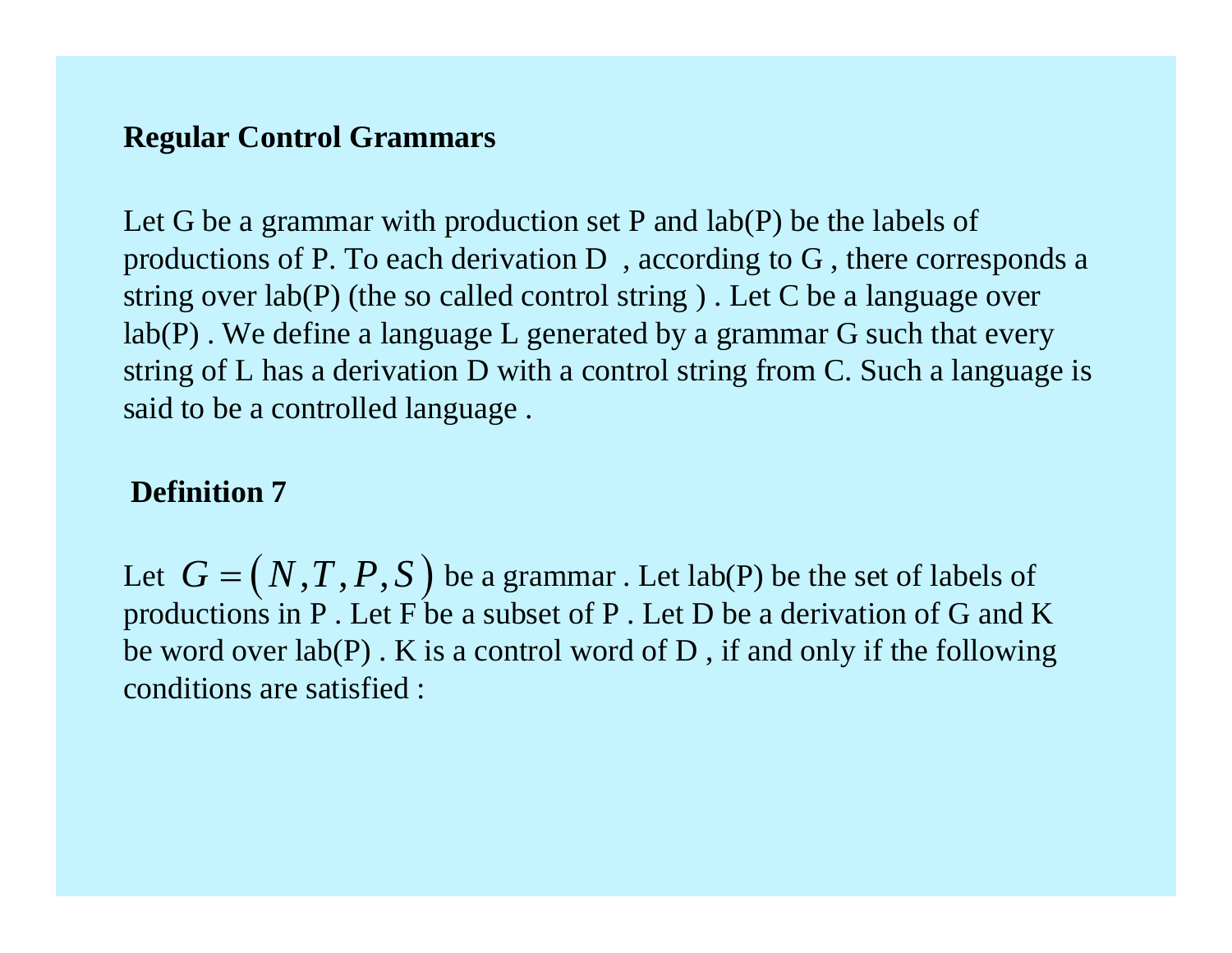## Regular Control Grammars

Let G be a grammar with production set P and lab(P) be the labels of productions of P. To each derivation D , according to G , there corresponds a string over lab(P) (the so called control string ) . Let C be a language over lab(P) . We define a language L generated by a grammar G such that every string of L has a derivation D with a control string from C. Such a language is said to be a controlled language .

### Definition 7

Let $G = (N, T, P, S)$ be a grammar . Let lab(P) be the set of labels of productions in P . Let F be a subset of P . Let D be a derivation of G and K be word over lab(P) . K is a control word of D , if and only if the following conditions are satisfied :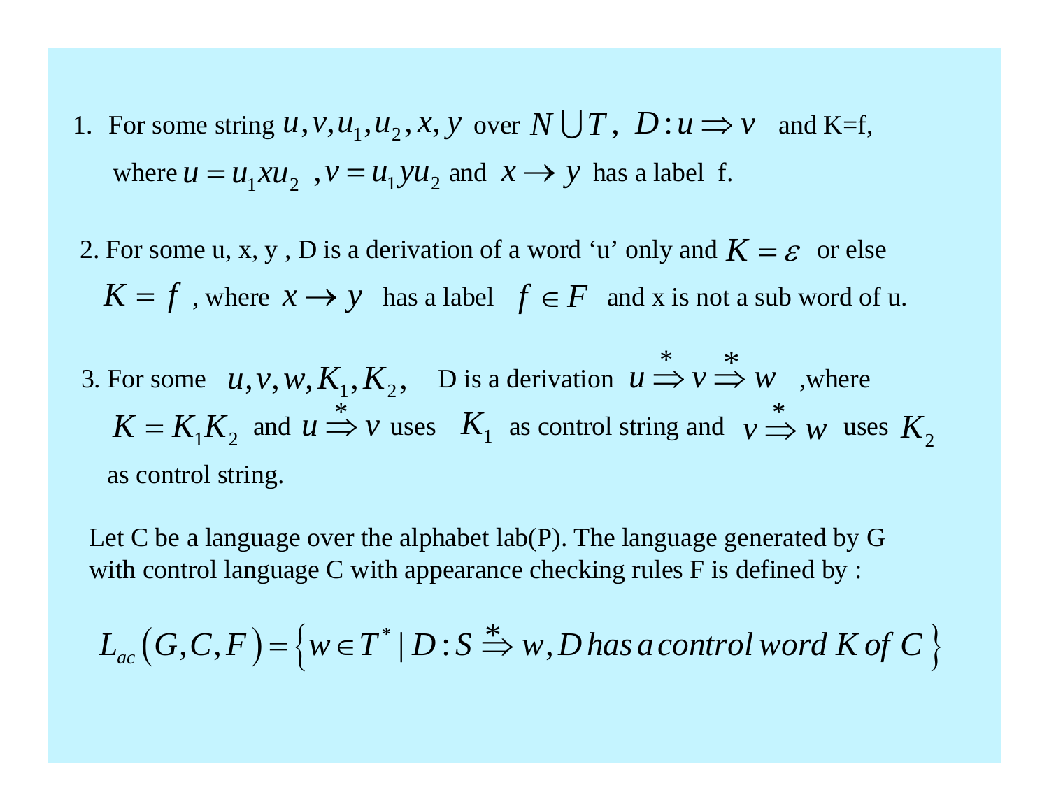1. For some string $u, v, u_1, u_2, x, y$ over $N \bigcup T$, $D: u \Rightarrow v$ and K=f, where $u = u_1 x u_2$, $v = u_1 y u_2$ and $x \rightarrow y$ has a label f.

2. For some u, x, y , D is a derivation of a word 'u' only and $K = \varepsilon$ or else $K = f$ , where $x \rightarrow y$ has a label $f \in F$ and x is not a sub word of u.

3. For some $u, v, w, K_1, K_2,$ D is a derivation $u \stackrel{*}{\Rightarrow} v \stackrel{*}{\Rightarrow} w$ ,where $K = K_1 K_2$ and $u \stackrel{*}{\Rightarrow} v$ uses $K_1$ as control string and $v \stackrel{*}{\Rightarrow} w$ uses $K_2$ as control string.

Let C be a language over the alphabet lab(P). The language generated by G with control language C with appearance checking rules F is defined by :

$$L_{ac}\left(G, C, F\right) = \left\{ w \in T^* \mid D : S \stackrel{*}{\Rightarrow} w, D \, has \, a \, control \, word \; K \; of \; C \right\}$$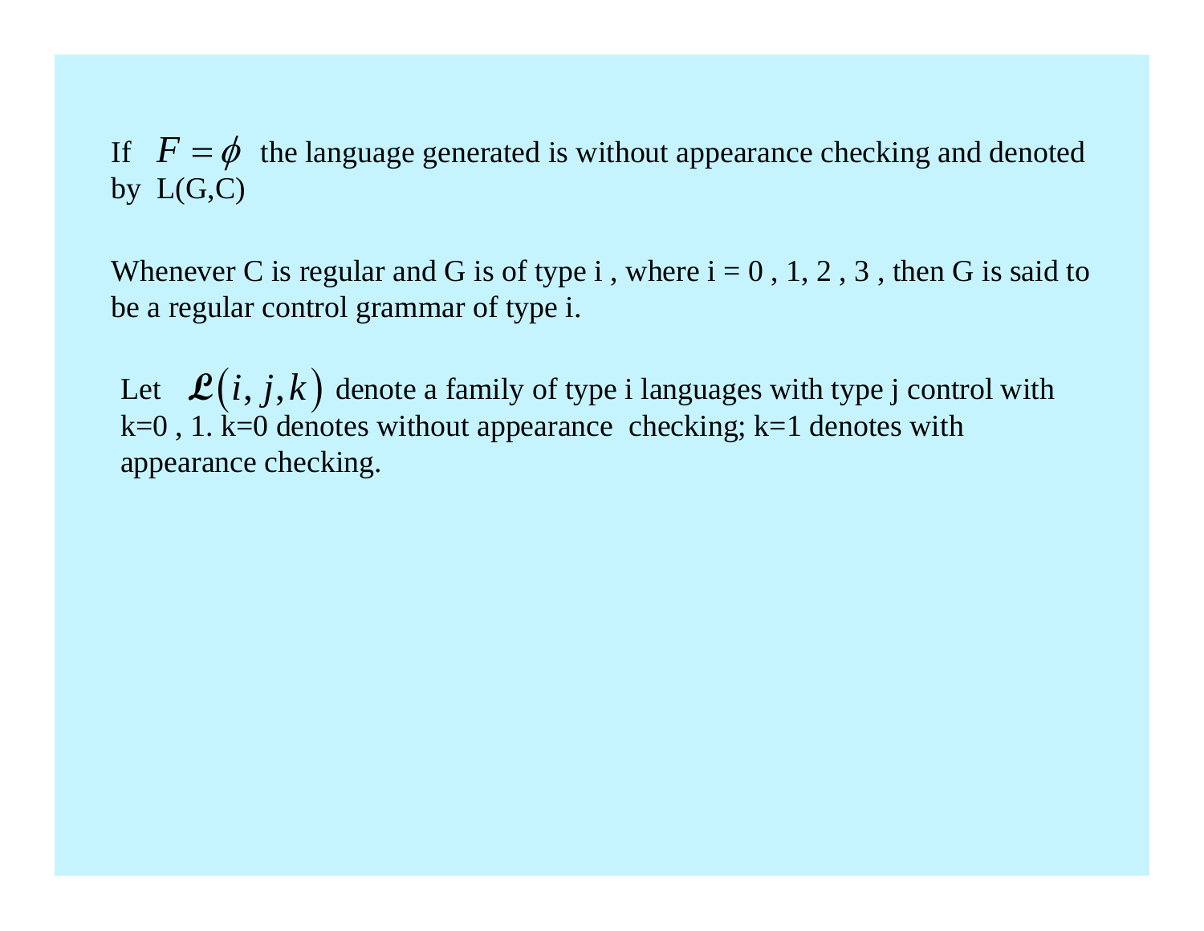If $F = \phi$ the language generated is without appearance checking and denoted by L(G,C)

Whenever C is regular and G is of type i , where i = 0 , 1, 2 , 3 , then G is said to be a regular control grammar of type i.

Let $\mathcal{L}(i, j, k)$ denote a family of type i languages with type j control with k=0 , 1. k=0 denotes without appearance checking; k=1 denotes with appearance checking.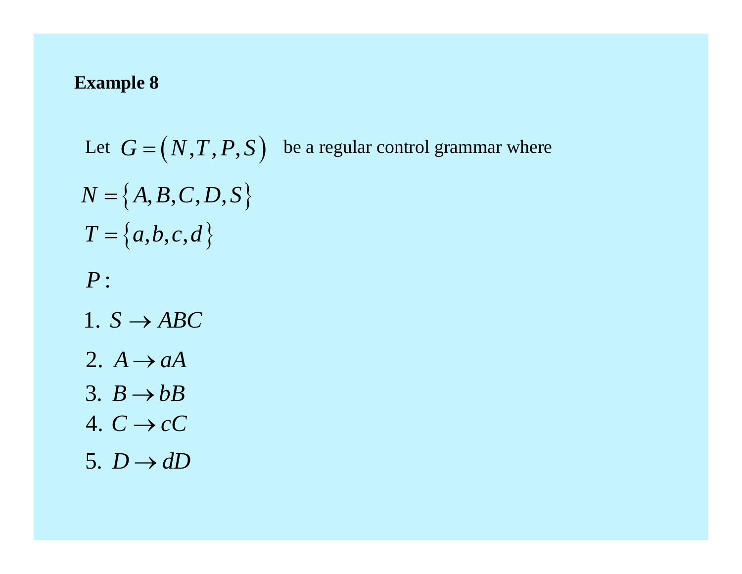**Example 8**

Let $G = (N, T, P, S)$ be a regular control grammar where

$N = \{A, B, C, D, S\}$

$T = \{a, b, c, d\}$

$P:$

1. $S \rightarrow ABC$
2. $A \rightarrow aA$
3. $B \rightarrow bB$
4. $C \rightarrow cC$
5. $D \rightarrow dD$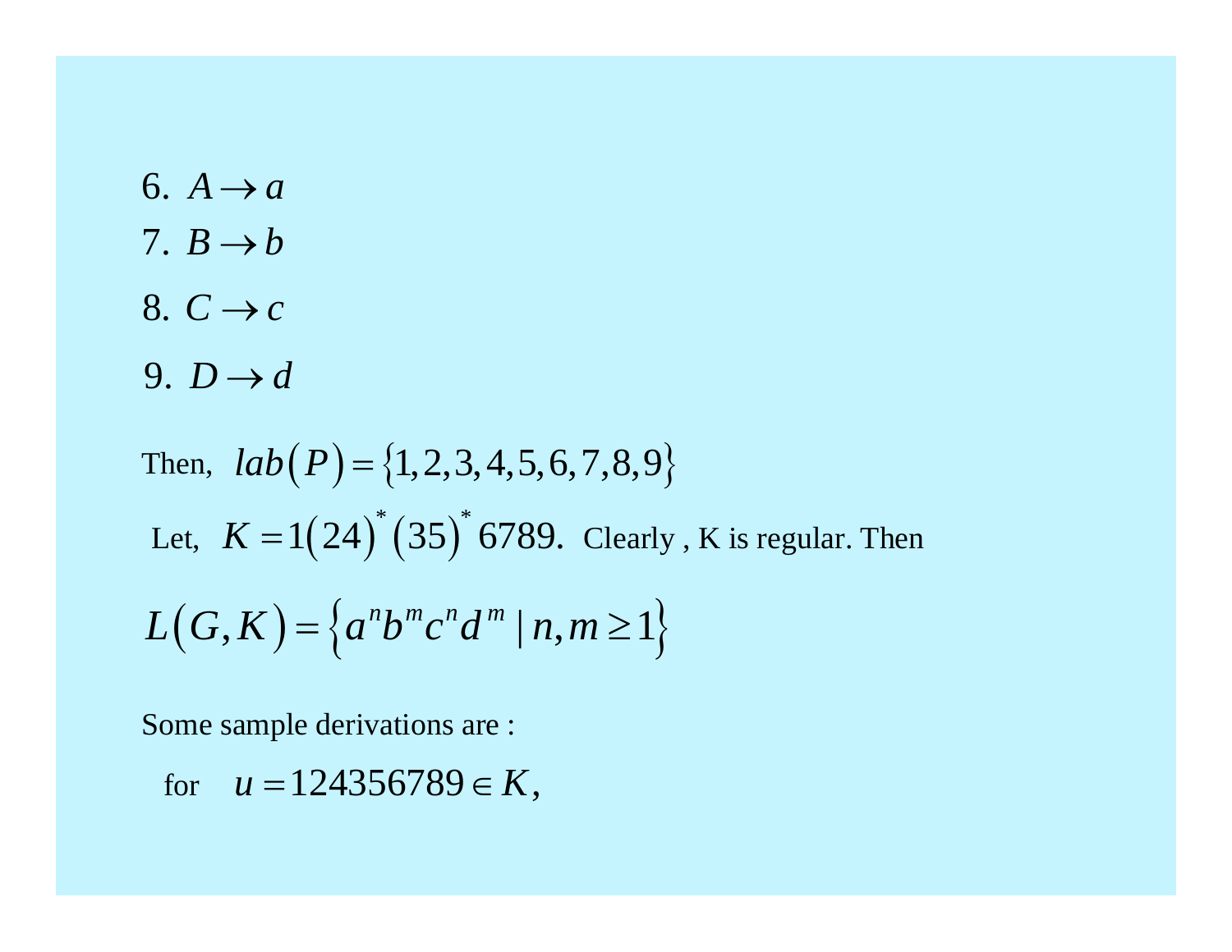6. $A \to a$

7. $B \to b$

8. $C \to c$

9. $D \to d$

Then, $lab(P) = \{1,2,3,4,5,6,7,8,9\}$

Let, $K = 1(24)^*(35)^*6789.$ Clearly , K is regular. Then

$$L(G,K) = \{a^n b^m c^n d^m \mid n,m \geq 1\}$$

Some sample derivations are :

for $u = 124356789 \in K,$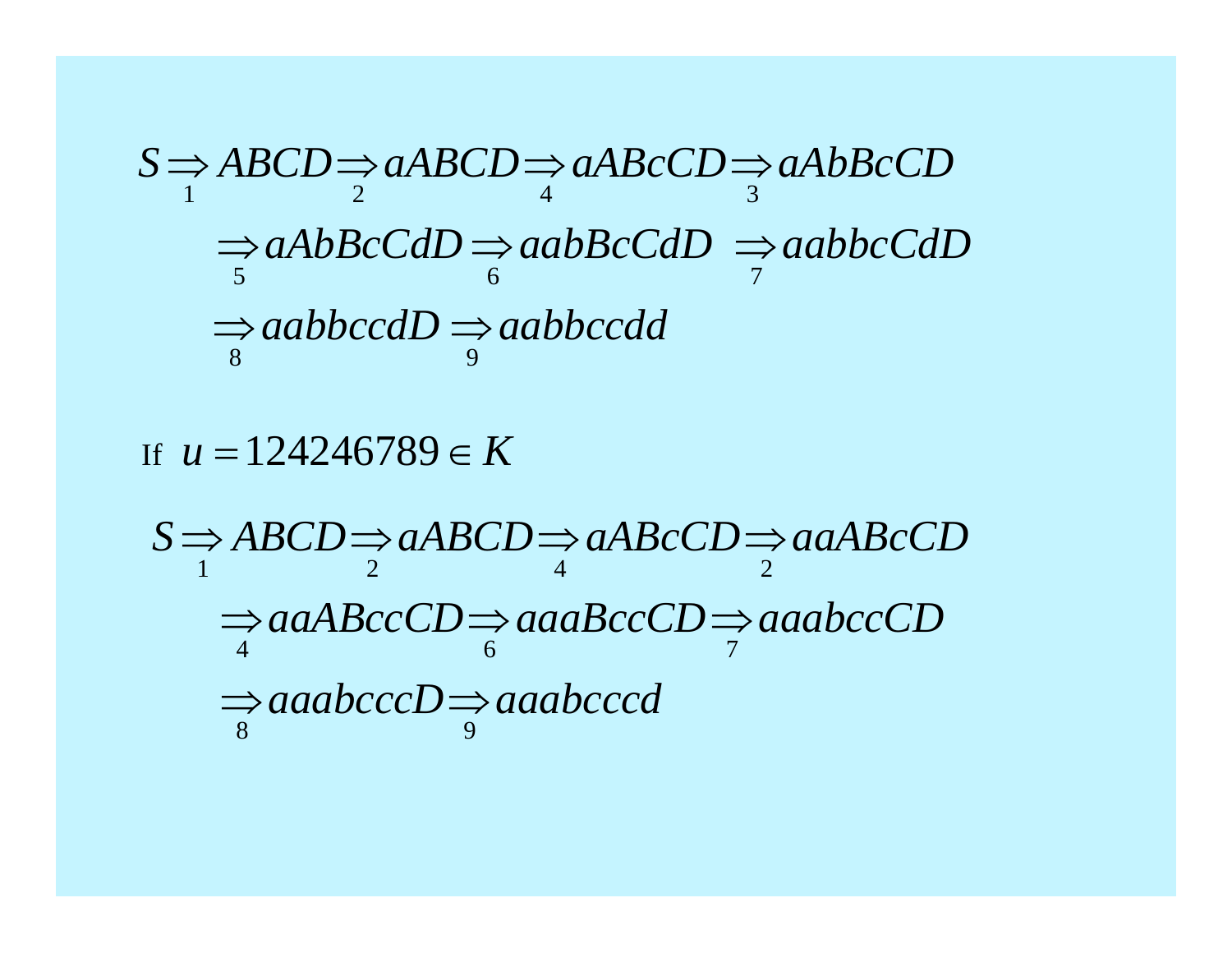$$S \underset{1}{\Rightarrow} ABCD \underset{2}{\Rightarrow} aABCD \underset{4}{\Rightarrow} aABcCD \underset{3}{\Rightarrow} aAbBcCD$$

$$\underset{5}{\Rightarrow} aAbBcCdD \underset{6}{\Rightarrow} aabBcCdD \underset{7}{\Rightarrow} aabbcCdD$$

$$\underset{8}{\Rightarrow} aabbccdD \underset{9}{\Rightarrow} aabbccdd$$

If $u = 124246789 \in K$

$$S \underset{1}{\Rightarrow} ABCD \underset{2}{\Rightarrow} aABCD \underset{4}{\Rightarrow} aABcCD \underset{2}{\Rightarrow} aaABcCD$$

$$\underset{4}{\Rightarrow} aaABccCD \underset{6}{\Rightarrow} aaaBccCD \underset{7}{\Rightarrow} aaabccCD$$

$$\underset{8}{\Rightarrow} aaabcccD \underset{9}{\Rightarrow} aaabcccd$$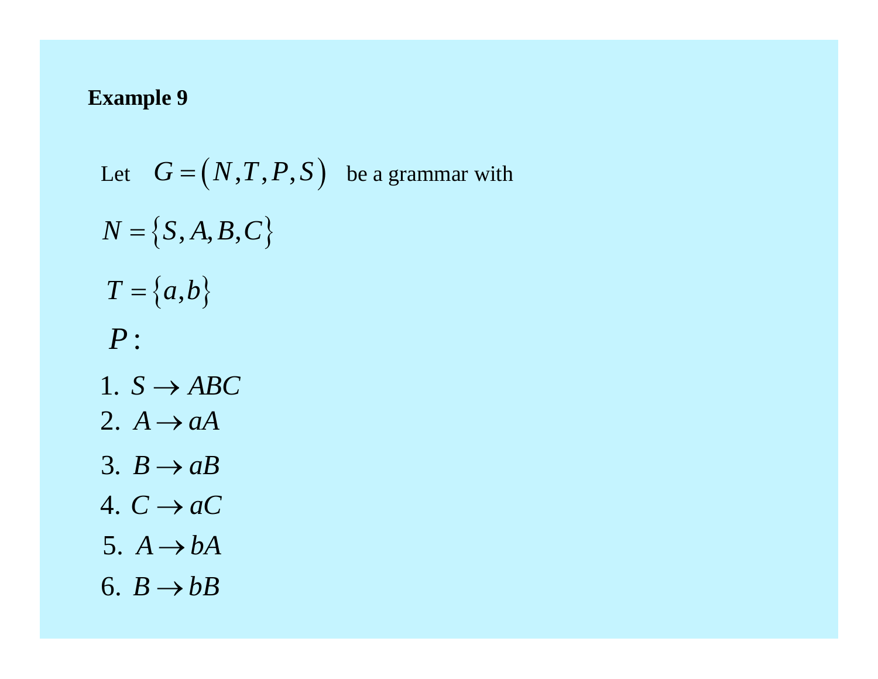**Example 9**

Let $G = (N, T, P, S)$ be a grammar with

$N = \{S, A, B, C\}$

$T = \{a, b\}$

$P:$

1. $S \rightarrow ABC$
2. $A \rightarrow aA$
3. $B \rightarrow aB$
4. $C \rightarrow aC$
5. $A \rightarrow bA$
6. $B \rightarrow bB$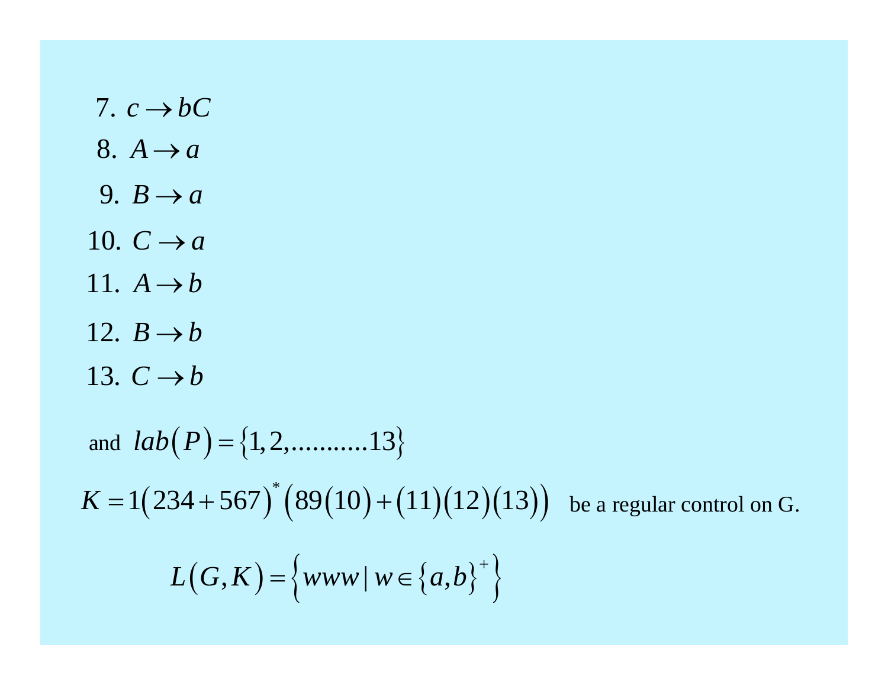7. $c \rightarrow bC$

8. $A \rightarrow a$

9. $B \rightarrow a$

10. $C \rightarrow a$

11. $A \rightarrow b$

12. $B \rightarrow b$

13. $C \rightarrow b$

and $lab(P) = \{1, 2, \ldots\ldots\ldots.13\}$

$K = 1(234 + 567)^{*}\left(89(10) + (11)(12)(13)\right)$ be a regular control on G.

$$L(G, K) = \left\{www \mid w \in \{a, b\}^{+}\right\}$$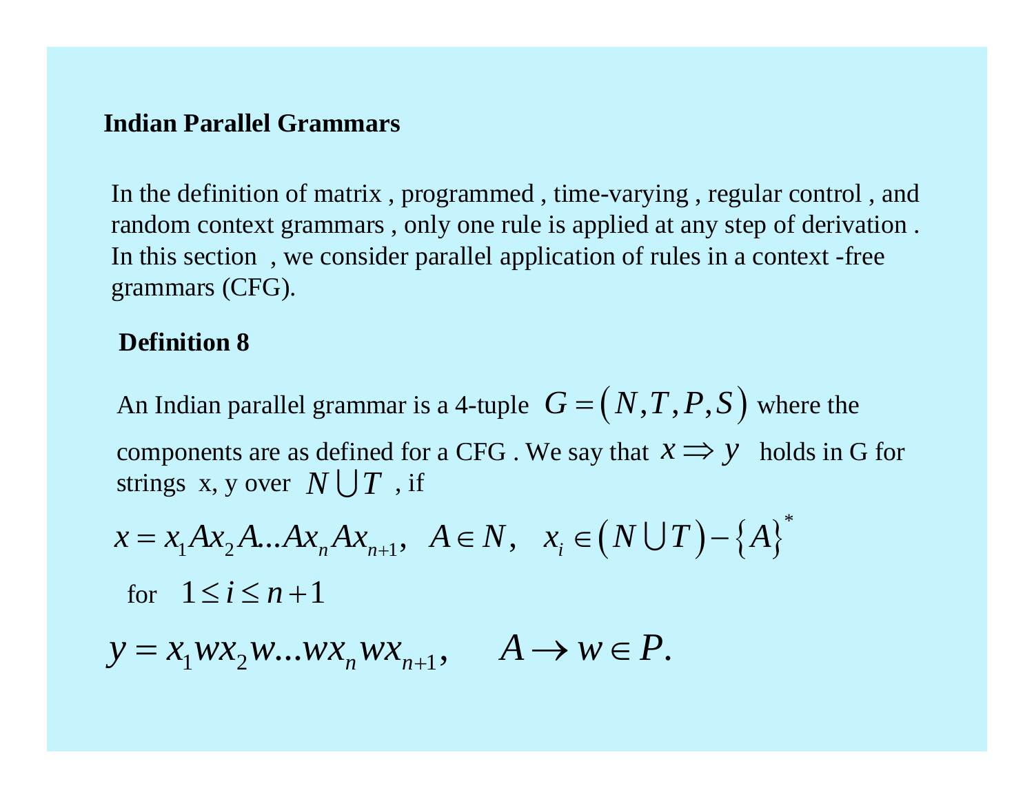## Indian Parallel Grammars

In the definition of matrix , programmed , time-varying , regular control , and random context grammars , only one rule is applied at any step of derivation . In this section , we consider parallel application of rules in a context -free grammars (CFG).

### Definition 8

An Indian parallel grammar is a 4-tuple $G = (N, T, P, S)$ where the components are as defined for a CFG . We say that $x \Rightarrow y$ holds in G for strings x, y over $N \bigcup T$ , if

$$x = x_1 A x_2 A \ldots A x_n A x_{n+1}, \quad A \in N, \quad x_i \in \left(N \bigcup T\right) - \left\{A\right\}^*$$

for $1 \leq i \leq n+1$

$$y = x_1 w x_2 w \ldots w x_n w x_{n+1}, \qquad A \rightarrow w \in P.$$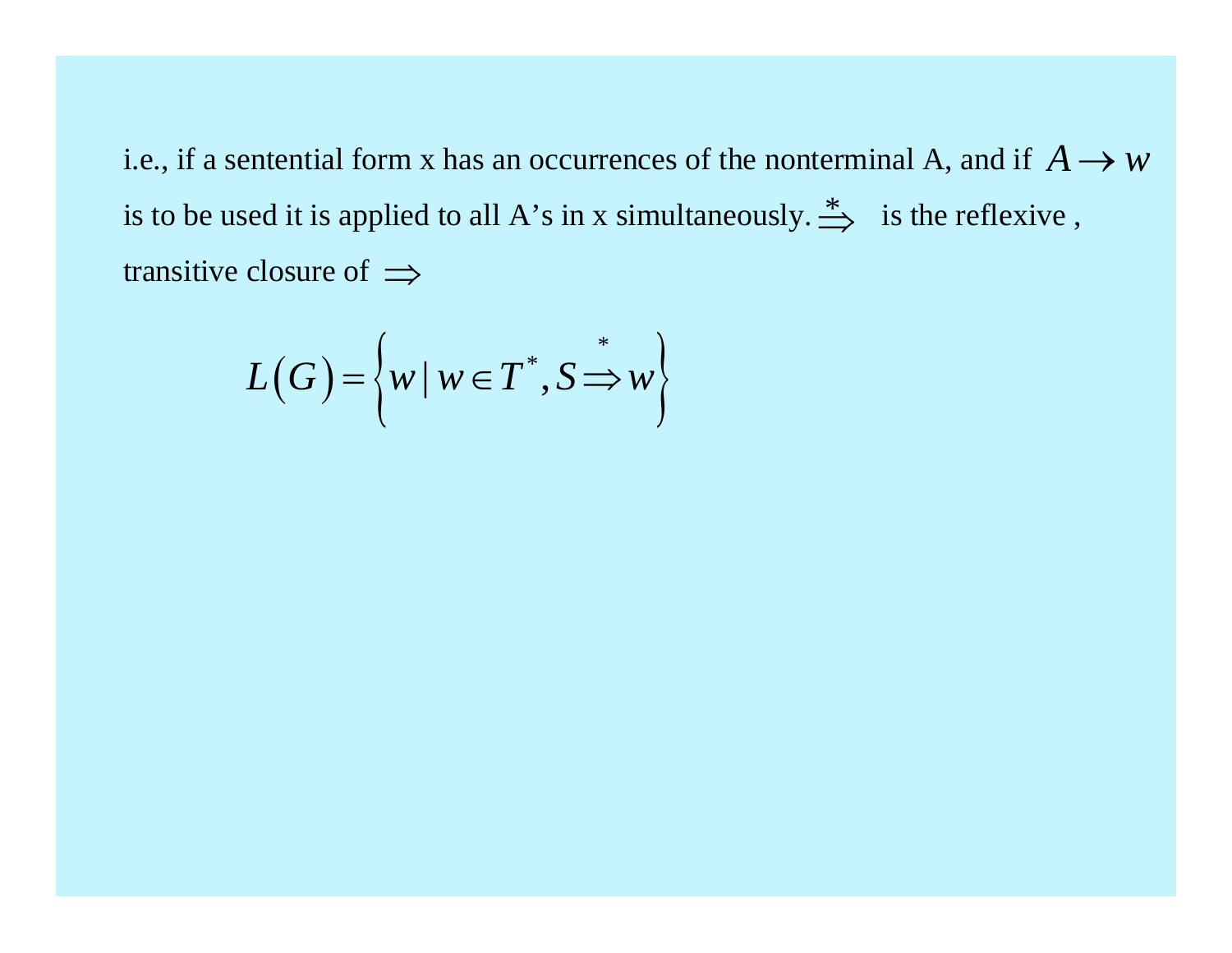i.e., if a sentential form x has an occurrences of the nonterminal A, and if $A \rightarrow w$ is to be used it is applied to all A's in x simultaneously. $\overset{*}{\Rightarrow}$ is the reflexive , transitive closure of $\Rightarrow$

$$L(G) = \left\{ w \mid w \in T^*, S \overset{*}{\Rightarrow} w \right\}$$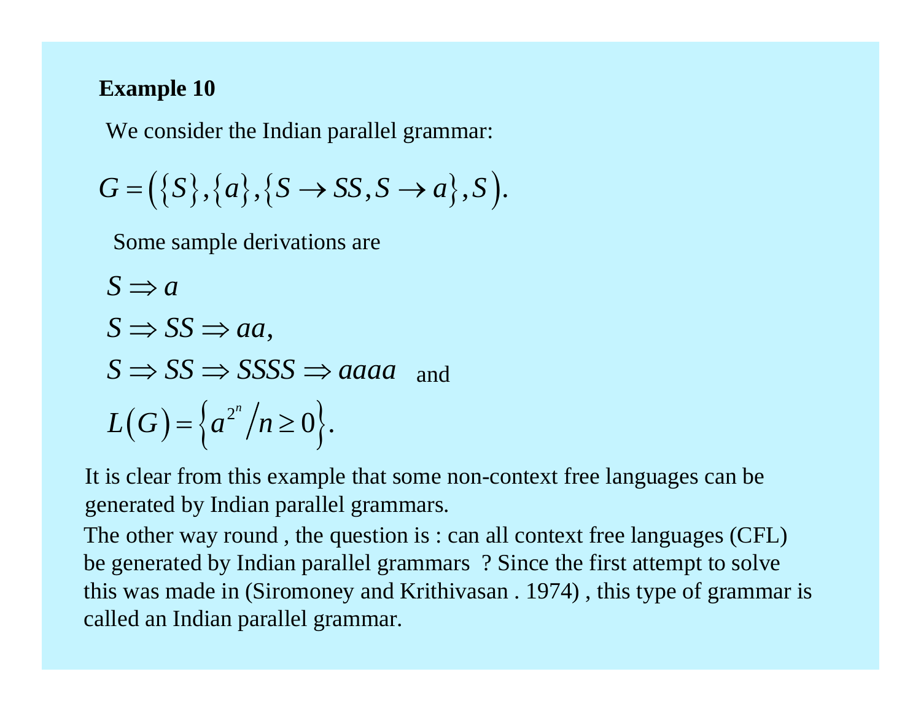**Example 10**

We consider the Indian parallel grammar:

$$G = \left(\{S\}, \{a\}, \{S \to SS, S \to a\}, S\right).$$

Some sample derivations are

$$S \Rightarrow a$$

$$S \Rightarrow SS \Rightarrow aa,$$

$$S \Rightarrow SS \Rightarrow SSSS \Rightarrow aaaa \quad \text{and}$$

$$L(G) = \left\{a^{2^n} / n \geq 0\right\}.$$

It is clear from this example that some non-context free languages can be generated by Indian parallel grammars.

The other way round , the question is : can all context free languages (CFL) be generated by Indian parallel grammars ? Since the first attempt to solve this was made in (Siromoney and Krithivasan . 1974) , this type of grammar is called an Indian parallel grammar.